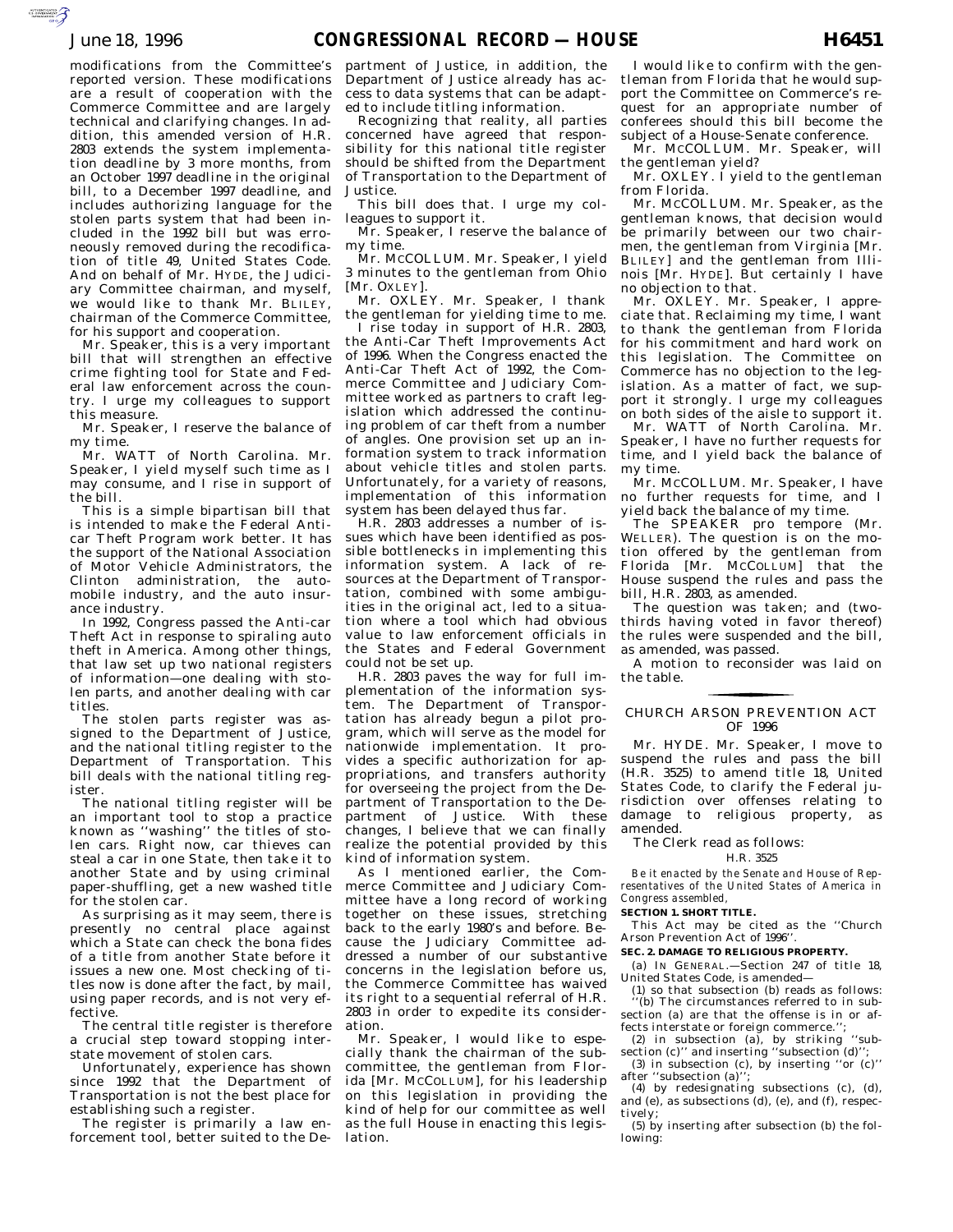modifications from the Committee's reported version. These modifications are a result of cooperation with the Commerce Committee and are largely technical and clarifying changes. In addition, this amended version of H.R. 2803 extends the system implementation deadline by 3 more months, from an October 1997 deadline in the original bill, to a December 1997 deadline, and includes authorizing language for the stolen parts system that had been included in the 1992 bill but was erroneously removed during the recodification of title 49, United States Code. And on behalf of Mr. HYDE, the Judiciary Committee chairman, and myself, we would like to thank Mr. BLILEY, chairman of the Commerce Committee, for his support and cooperation.

Mr. Speaker, this is a very important bill that will strengthen an effective crime fighting tool for State and Federal law enforcement across the country. I urge my colleagues to support this measure.

Mr. Speaker, I reserve the balance of my time.

Mr. WATT of North Carolina. Mr. Speaker, I yield myself such time as I may consume, and I rise in support of the bill.

This is a simple bipartisan bill that is intended to make the Federal Anticar Theft Program work better. It has the support of the National Association of Motor Vehicle Administrators, the Clinton administration, the automobile industry, and the auto insurance industry.

In 1992, Congress passed the Anti-car Theft Act in response to spiraling auto theft in America. Among other things, that law set up two national registers of information—one dealing with stolen parts, and another dealing with car titles.

The stolen parts register was assigned to the Department of Justice, and the national titling register to the Department of Transportation. This bill deals with the national titling register.

The national titling register will be an important tool to stop a practice known as ''washing'' the titles of stolen cars. Right now, car thieves can steal a car in one State, then take it to another State and by using criminal paper-shuffling, get a new washed title for the stolen car.

As surprising as it may seem, there is presently no central place against which a State can check the bona fides of a title from another State before it issues a new one. Most checking of titles now is done after the fact, by mail, using paper records, and is not very effective.

The central title register is therefore a crucial step toward stopping interstate movement of stolen cars.

Unfortunately, experience has shown since 1992 that the Department of Transportation is not the best place for establishing such a register.

The register is primarily a law enforcement tool, better suited to the Department of Justice, in addition, the Department of Justice already has access to data systems that can be adapted to include titling information.

Recognizing that reality, all parties concerned have agreed that responsibility for this national title register should be shifted from the Department of Transportation to the Department of Justice.

This bill does that. I urge my colleagues to support it.

Mr. Speaker, I reserve the balance of my time.

Mr. MCCOLLUM. Mr. Speaker, I yield 3 minutes to the gentleman from Ohio [Mr. OXLEY].

Mr. OXLEY. Mr. Speaker, I thank the gentleman for yielding time to me.

I rise today in support of H.R. 2803, the Anti-Car Theft Improvements Act of 1996. When the Congress enacted the Anti-Car Theft Act of 1992, the Commerce Committee and Judiciary Committee worked as partners to craft legislation which addressed the continuing problem of car theft from a number of angles. One provision set up an information system to track information about vehicle titles and stolen parts. Unfortunately, for a variety of reasons, implementation of this information system has been delayed thus far.

H.R. 2803 addresses a number of issues which have been identified as possible bottlenecks in implementing this information system. A lack of resources at the Department of Transportation, combined with some ambiguities in the original act, led to a situation where a tool which had obvious value to law enforcement officials in the States and Federal Government could not be set up.

H.R. 2803 paves the way for full implementation of the information system. The Department of Transportation has already begun a pilot program, which will serve as the model for nationwide implementation. It provides a specific authorization for appropriations, and transfers authority for overseeing the project from the Department of Transportation to the Department of Justice. With these changes, I believe that we can finally realize the potential provided by this kind of information system.

As I mentioned earlier, the Commerce Committee and Judiciary Committee have a long record of working together on these issues, stretching back to the early 1980's and before. Because the Judiciary Committee addressed a number of our substantive concerns in the legislation before us, the Commerce Committee has waived its right to a sequential referral of H.R. 2803 in order to expedite its consideration.

Mr. Speaker, I would like to especially thank the chairman of the subcommittee, the gentleman from Florida [Mr. MCCOLLUM], for his leadership on this legislation in providing the kind of help for our committee as well as the full House in enacting this legislation.

I would like to confirm with the gentleman from Florida that he would support the Committee on Commerce's request for an appropriate number of conferees should this bill become the subject of a House-Senate conference.

Mr. MCCOLLUM. Mr. Speaker, will the gentleman yield?

Mr. OXLEY. I yield to the gentleman from Florida.

Mr. MCCOLLUM. Mr. Speaker, as the gentleman knows, that decision would be primarily between our two chairmen, the gentleman from Virginia [Mr. BLILEY] and the gentleman from Illinois [Mr. HYDE]. But certainly I have no objection to that.

Mr. OXLEY. Mr. Speaker, I appreciate that. Reclaiming my time, I want to thank the gentleman from Florida for his commitment and hard work on this legislation. The Committee on Commerce has no objection to the legislation. As a matter of fact, we support it strongly. I urge my colleagues on both sides of the aisle to support it.

Mr. WATT of North Carolina. Mr. Speaker, I have no further requests for time, and I yield back the balance of my time.

Mr. MCCOLLUM. Mr. Speaker, I have no further requests for time, and I yield back the balance of my time.

The SPEAKER pro tempore (Mr. WELLER). The question is on the motion offered by the gentleman from Florida [Mr. MCCOLLUM] that the House suspend the rules and pass the bill, H.R. 2803, as amended.

The question was taken; and (two-thirds having voted in favor thereof) the rules were suspended and the bill, as amended, was passed.

A motion to reconsider was laid on the table.

## CHURCH ARSON PREVENTION ACT OF 1996

Mr. HYDE. Mr. Speaker, I move to suspend the rules and pass the bill (H.R. 3525) to amend title 18, United States Code, to clarify the Federal jurisdiction over offenses relating to damage to religious property, as amended.

The Clerk read as follows:

H.R. 3525

*Be it enacted by the Senate and House of Representatives of the United States of America in Congress assembled,*

**SECTION 1. SHORT TITLE.**

This Act may be cited as the ''Church Arson Prevention Act of 1996''.

**SEC. 2. DAMAGE TO RELIGIOUS PROPERTY.**

(a) IN GENERAL.—Section 247 of title 18, United States Code, is amended—

(1) so that subsection (b) reads as follows:

''(b) The circumstances referred to in subsection (a) are that the offense is in or affects interstate or foreign commerce.'';

(2) in subsection (a), by striking ''subsection (c)'' and inserting ''subsection (d)'';

(3) in subsection (c), by inserting ''or (c)'' after ''subsection (a)'';

(4) by redesignating subsections (c), (d), and (e), as subsections (d), (e), and (f), respectively;

(5) by inserting after subsection (b) the following: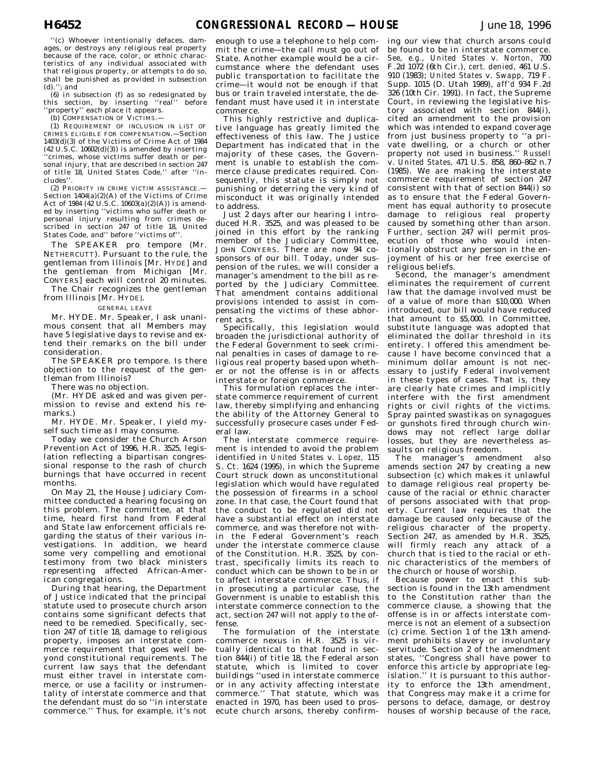''(c) Whoever intentionally defaces, damages, or destroys any religious real property because of the race, color, or ethnic characteristics of any individual associated with that religious property, or attempts to do so, shall be punished as provided in subsection (d).''; and

(6) in subsection (f) as so redesignated by this section, by inserting ''real'' before ''property'' each place it appears.

(b) COMPENSATION OF VICTIMS.—

(1) REQUIREMENT OF INCLUSION IN LIST OF CRIMES ELIGIBLE FOR COMPENSATION.—Section 1403(d)(3) of the Victims of Crime Act of 1984 (42 U.S.C. 10602(d)(3)) is amended by inserting ''crimes, whose victims suffer death or personal injury, that are described in section 247 of title 18, United States Code,'' after ''includes''.

(2) PRIORITY IN CRIME VICTIM ASSISTANCE.—Section 1404(a)(2)(A) of the Victims of Crime Act of 1984 (42 U.S.C. 10603(a)(2)(A)) is amended by inserting ''victims who suffer death or personal injury resulting from crimes described in section 247 of title 18, United States Code, and'' before ''victims of''.

The SPEAKER pro tempore (Mr. NETHERCUTT). Pursuant to the rule, the gentleman from Illinois [Mr. HYDE] and the gentleman from Michigan [Mr. CONYERS] each will control 20 minutes.

The Chair recognizes the gentleman from Illinois [Mr. HYDE].

GENERAL LEAVE

Mr. HYDE. Mr. Speaker, I ask unanimous consent that all Members may have 5 legislative days to revise and extend their remarks on the bill under consideration.

The SPEAKER pro tempore. Is there objection to the request of the gentleman from Illinois?

There was no objection.

(Mr. HYDE asked and was given permission to revise and extend his remarks.)

Mr. HYDE. Mr. Speaker, I yield myself such time as I may consume.

Today we consider the Church Arson Prevention Act of 1996, H.R. 3525, legislation reflecting a bipartisan congressional response to the rash of church burnings that have occurred in recent months.

On May 21, the House Judiciary Committee conducted a hearing focusing on this problem. The committee, at that time, heard first hand from Federal and State law enforcement officials regarding the status of their various investigations. In addition, we heard some very compelling and emotional testimony from two black ministers representing affected African-American congregations.

During that hearing, the Department of Justice indicated that the principal statute used to prosecute church arson contains some significant defects that need to be remedied. Specifically, section 247 of title 18, damage to religious property, imposes an interstate commerce requirement that goes well beyond constitutional requirements. The current law says that the defendant must either travel in interstate commerce, or use a facility or instrumentality of interstate commerce and that the defendant must do so ''in interstate commerce.'' Thus, for example, it's not enough to use a telephone to help commit the crime—the call must go out of State. Another example would be a circumstance where the defendant uses public transportation to facilitate the crime—it would not be enough if that bus or train traveled interstate, the defendant must have used it in interstate commerce.

This highly restrictive and duplicative language has greatly limited the effectiveness of this law. The Justice Department has indicated that in the majority of these cases, the Government is unable to establish the commerce clause predicates required. Consequently, this statute is simply not punishing or deterring the very kind of misconduct it was originally intended to address.

Just 2 days after our hearing I introduced H.R. 3525, and was pleased to be joined in this effort by the ranking member of the Judiciary Committee, JOHN CONYERS. There are now 94 cosponsors of our bill. Today, under suspension of the rules, we will consider a manager's amendment to the bill as reported by the Judiciary Committee. That amendment contains additional provisions intended to assist in compensating the victims of these abhorrent acts.

Specifically, this legislation would broaden the jurisdictional authority of the Federal Government to seek criminal penalties in cases of damage to religious real property based upon whether or not the offense is in or affects interstate or foreign commerce.

This formulation replaces the interstate commerce requirement of current law, thereby simplifying and enhancing the ability of the Attorney General to successfully prosecure cases under Federal law.

The interstate commerce requirement is intended to avoid the problem identified in *United States* v. *Lopez*, 115 S. Ct. 1624 (1995), in which the Supreme Court struck down as unconstitutional legislation which would have regulated the possession of firearms in a school zone. In that case, the Court found that the conduct to be regulated did not have a substantial effect on interstate commerce, and was therefore not within the Federal Government's reach under the interstate commerce clause of the Constitution. H.R. 3525, by contrast, specifically limits its reach to conduct which can be shown to be in or to affect interstate commerce. Thus, if in prosecuting a particular case, the Government is unable to establish this interstate commerce connection to the act, section 247 will not apply to the offense.

The formulation of the interstate commerce nexus in H.R. 3525 is virtually identical to that found in section 844(i) of title 18, the Federal arson statute, which is limited to cover buildings ''used in interstate commerce or in any activity affecting interstate commerce.'' That statute, which was enacted in 1970, has been used to prosecute church arsons, thereby confirming our view that church arsons could be found to be in interstate commerce. *See, e.g., United States* v. *Norton*, 700 F.2d 1072 (6th Cir.), *cert. denied*, 461 U.S. 910 (1983); *United States* v. *Swapp*, 719 F. Supp. 1015 (D. Utah 1989), *aff'd* 934 F.2d 326 (10th Cir. 1991). In fact, the Supreme Court, in reviewing the legislative history associated with section 844(i), cited an amendment to the provision which was intended to expand coverage from just business property to ''a private dwelling, or a church or other property not used in business.'' *Russell* v. *United States*, 471 U.S. 858, 860–862 n.7 (1985). We are making the interstate commerce requirement of section 247 consistent with that of section 844(i) so as to ensure that the Federal Government has equal authority to prosecute damage to religious real property caused by something other than arson. Further, section 247 will permit prosecution of those who would intentionally obstruct any person in the enjoyment of his or her free exercise of religious beliefs.

Second, the manager's amendment eliminates the requirement of current law that the damage involved must be of a value of more than $10,000. When introduced, our bill would have reduced that amount to $5,000. In Committee, substitute language was adopted that eliminated the dollar threshold in its entirety. I offered this amendment because I have become convinced that a minimum dollar amount is not necessary to justify Federal involvement in these types of cases. That is, they are clearly hate crimes and implicitly interfere with the first amendment rights or civil rights of the victims. Spray painted swastikas on synagogues or gunshots fired through church windows may not reflect large dollar losses, but they are nevertheless assaults on religious freedom.

The manager's amendment also amends section 247 by creating a new subsection (c) which makes it unlawful to damage religious real property because of the racial or ethnic character of persons associated with that property. Current law requires that the damage be caused only because of the religious character of the property. Section 247, as amended by H.R. 3525, will firmly reach any attack of a church that is tied to the racial or ethnic characteristics of the members of the church or house of worship.

Because power to enact this subsection is found in the 13th amendment to the Constitution rather than the commerce clause, a showing that the offense is in or affects interstate commerce is not an element of a subsection (c) crime. Section 1 of the 13th amendment prohibits slavery or involuntary servitude. Section 2 of the amendment states, ''Congress shall have power to enforce this article by appropriate legislation.'' It is pursuant to this authority to enforce the 13th amendment, that Congress may make it a crime for persons to deface, damage, or destroy houses of worship because of the race,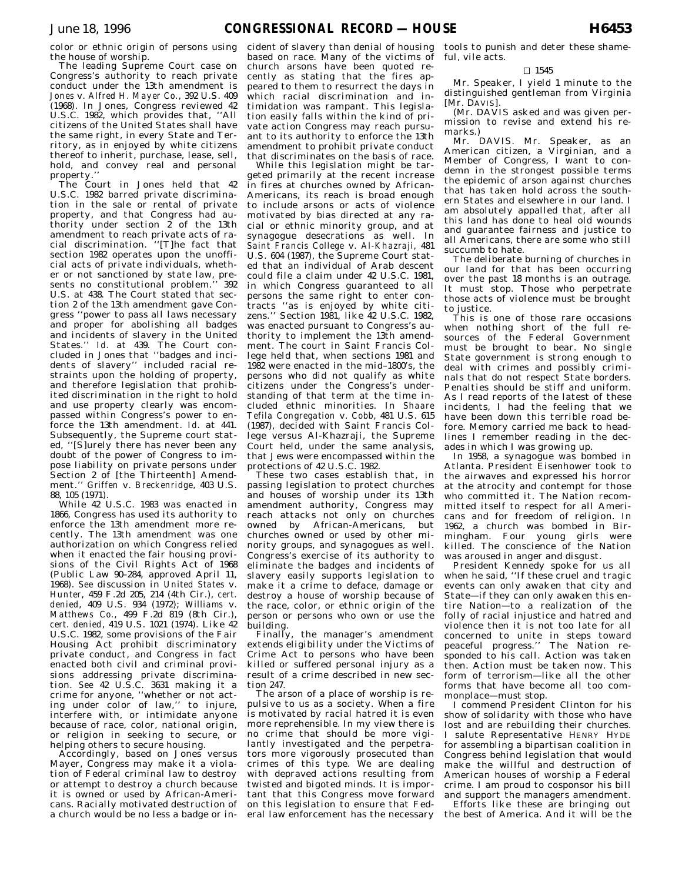color or ethnic origin of persons using the house of worship.

The leading Supreme Court case on Congress's authority to reach private conduct under the 13th amendment is *Jones* v. *Alfred H. Mayer Co.*, 392 U.S. 409 (1968). In Jones, Congress reviewed 42 U.S.C. 1982, which provides that, ''All citizens of the United States shall have the same right, in every State and Territory, as in enjoyed by white citizens thereof to inherit, purchase, lease, sell, hold, and convey real and personal property.''

The Court in Jones held that 42 U.S.C. 1982 barred private discrimination in the sale or rental of private property, and that Congress had authority under section 2 of the 13th amendment to reach private acts of racial discrimination. ''[T]he fact that section 1982 operates upon the unofficial acts of private individuals, whether or not sanctioned by state law, presents no constitutional problem.'' 392 U.S. at 438. The Court stated that section 2 of the 13th amendment gave Congress ''power to pass all laws necessary and proper for abolishing all badges and incidents of slavery in the United States.'' *Id.* at 439. The Court concluded in Jones that ''badges and incidents of slavery'' included racial restraints upon the holding of property, and therefore legislation that prohibited discrimination in the right to hold and use property clearly was encompassed within Congress's power to enforce the 13th amendment. *Id.* at 441. Subsequently, the Supreme court stated, ''[S]urely there has never been any doubt of the power of Congress to impose liability on private persons under Section 2 of [the Thirteenth] Amendment.'' *Griffen* v. *Breckenridge*, 403 U.S. 88, 105 (1971).

While 42 U.S.C. 1983 was enacted in 1866, Congress has used its authority to enforce the 13th amendment more recently. The 13th amendment was one authorization on which Congress relied when it enacted the fair housing provisions of the Civil Rights Act of 1968 (Public Law 90–284, approved April 11, 1968). *See* discussion in *United States* v. *Hunter*, 459 F.2d 205, 214 (4th Cir.), *cert. denied*, 409 U.S. 934 (1972); *Williams* v. *Matthews Co.*, 499 F.2d 819 (8th Cir.), *cert. denied*, 419 U.S. 1021 (1974). Like 42 U.S.C. 1982, some provisions of the Fair Housing Act prohibit discriminatory private conduct, and Congress in fact enacted both civil and criminal provisions addressing private discrimination. *See* 42 U.S.C. 3631 making it a crime for anyone, ''whether or not acting under color of law,'' to injure, interfere with, or intimidate anyone because of race, color, national origin, or religion in seeking to secure, or helping others to secure housing.

Accordingly, based on Jones versus Mayer, Congress may make it a violation of Federal criminal law to destroy or attempt to destroy a church because it is owned or used by African-Americans. Racially motivated destruction of a church would be no less a badge or incident of slavery than denial of housing based on race. Many of the victims of church arsons have been quoted recently as stating that the fires appeared to them to resurrect the days in which racial discrimination and intimidation easily was rampant. This legislation easily falls within the kind of private action Congress may reach pursuant to its authority to enforce the 13th amendment to prohibit private conduct that discriminates on the basis of race.

While this legislation might be targeted primarily at the recent increase in fires at churches owned by African-Americans, its reach is broad enough to include arsons or acts of violence motivated by bias directed at any racial or ethnic minority group, and at synagogue desecrations as well. In *Saint Francis College* v. *Al-Khazraji*, 481 U.S. 604 (1987), the Supreme Court stated that an individual of Arab descent could file a claim under 42 U.S.C. 1981, in which Congress guaranteed to all persons the same right to enter contracts ''as is enjoyed by white citizens.'' Section 1981, like 42 U.S.C. 1982, was enacted pursuant to Congress's authority to implement the 13th amendment. The court in Saint Francis College held that, when sections 1981 and 1982 were enacted in the mid–1800's, the persons who did not qualify as white citizens under the Congress's understanding of that term at the time included ethnic minorities. In *Shaare Tefila Congregation* v. *Cobb*, 481 U.S. 615 (1987), decided with Saint Francis College versus Al-Khazraji, the Supreme Court held, under the same analysis, that Jews were encompassed within the protections of 42 U.S.C. 1982.

These two cases establish that, in passing legislation to protect churches and houses of worship under its 13th amendment authority, Congress may reach attacks not only on churches owned by African-Americans, but churches owned or used by other minority groups, and synagogues as well. Congress's exercise of its authority to eliminate the badges and incidents of slavery easily supports legislation to make it a crime to deface, damage or destroy a house of worship because of the race, color, or ethnic origin of the person or persons who own or use the building.

Finally, the manager's amendment extends eligibility under the Victims of Crime Act to persons who have been killed or suffered personal injury as a result of a crime described in new section 247.

The arson of a place of worship is repulsive to us as a society. When a fire is motivated by racial hatred it is even more reprehensible. In my view there is no crime that should be more vigilantly investigated and the perpetrators more vigorously prosecuted than crimes of this type. We are dealing with depraved actions resulting from twisted and bigoted minds. It is important that this Congress move forward on this legislation to ensure that Federal law enforcement has the necessary tools to punish and deter these shameful, vile acts.

□ 1545

Mr. Speaker, I yield 1 minute to the distinguished gentleman from Virginia [Mr. DAVIS].

(Mr. DAVIS asked and was given permission to revise and extend his remarks.)

Mr. DAVIS. Mr. Speaker, as an American citizen, a Virginian, and a Member of Congress, I want to condemn in the strongest possible terms the epidemic of arson against churches that has taken hold across the southern States and elsewhere in our land. I am absolutely appalled that, after all this land has done to heal old wounds and guarantee fairness and justice to all Americans, there are some who still succumb to hate.

The deliberate burning of churches in our land for that has been occurring over the past 18 months is an outrage. It must stop. Those who perpetrate those acts of violence must be brought to justice.

This is one of those rare occasions when nothing short of the full resources of the Federal Government must be brought to bear. No single State government is strong enough to deal with crimes and possibly criminals that do not respect State borders. Penalties should be stiff and uniform. As I read reports of the latest of these incidents, I had the feeling that we have been down this terrible road before. Memory carried me back to headlines I remember reading in the decades in which I was growing up.

In 1958, a synagogue was bombed in Atlanta. President Eisenhower took to the airwaves and expressed his horror at the atrocity and contempt for those who committed it. The Nation recommitted itself to respect for all Americans and for freedom of religion. In 1962, a church was bombed in Birmingham. Four young girls were killed. The conscience of the Nation was aroused in anger and disgust.

President Kennedy spoke for us all when he said, ''If these cruel and tragic events can only awaken that city and State—if they can only awaken this entire Nation—to a realization of the folly of racial injustice and hatred and violence then it is not too late for all concerned to unite in steps toward peaceful progress.'' The Nation responded to his call. Action was taken then. Action must be taken now. This form of terrorism—like all the other forms that have become all too commonplace—must stop.

I commend President Clinton for his show of solidarity with those who have lost and are rebuilding their churches. I salute Representative HENRY HYDE for assembling a bipartisan coalition in Congress behind legislation that would make the willful and destruction of American houses of worship a Federal crime. I am proud to cosponsor his bill and support the managers amendment.

Efforts like these are bringing out the best of America. And it will be the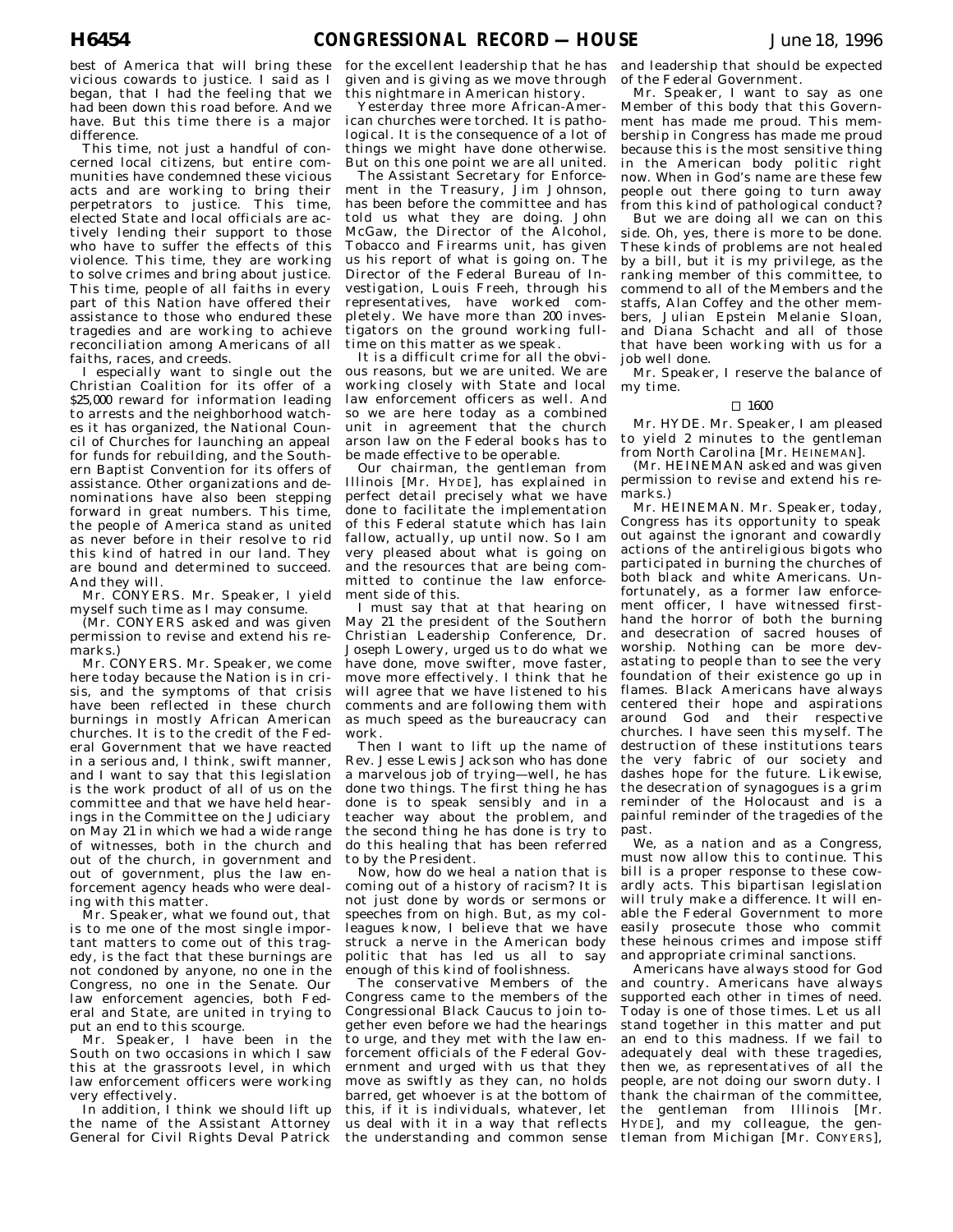best of America that will bring these vicious cowards to justice. I said as I began, that I had the feeling that we had been down this road before. And we have. But this time there is a major difference.

This time, not just a handful of concerned local citizens, but entire communities have condemned these vicious acts and are working to bring their perpetrators to justice. This time, elected State and local officials are actively lending their support to those who have to suffer the effects of this violence. This time, they are working to solve crimes and bring about justice. This time, people of all faiths in every part of this Nation have offered their assistance to those who endured these tragedies and are working to achieve reconciliation among Americans of all faiths, races, and creeds.

I especially want to single out the Christian Coalition for its offer of a $25,000 reward for information leading to arrests and the neighborhood watches it has organized, the National Council of Churches for launching an appeal for funds for rebuilding, and the Southern Baptist Convention for its offers of assistance. Other organizations and denominations have also been stepping forward in great numbers. This time, the people of America stand as united as never before in their resolve to rid this kind of hatred in our land. They are bound and determined to succeed. And they will.

Mr. CONYERS. Mr. Speaker, I yield myself such time as I may consume.

(Mr. CONYERS asked and was given permission to revise and extend his remarks.)

Mr. CONYERS. Mr. Speaker, we come here today because the Nation is in crisis, and the symptoms of that crisis have been reflected in these church burnings in mostly African American churches. It is to the credit of the Federal Government that we have reacted in a serious and, I think, swift manner, and I want to say that this legislation is the work product of all of us on the committee and that we have held hearings in the Committee on the Judiciary on May 21 in which we had a wide range of witnesses, both in the church and out of the church, in government and out of government, plus the law enforcement agency heads who were dealing with this matter.

Mr. Speaker, what we found out, that is to me one of the most single important matters to come out of this tragedy, is the fact that these burnings are not condoned by anyone, no one in the Congress, no one in the Senate. Our law enforcement agencies, both Federal and State, are united in trying to put an end to this scourge.

Mr. Speaker, I have been in the South on two occasions in which I saw this at the grassroots level, in which law enforcement officers were working very effectively.

In addition, I think we should lift up the name of the Assistant Attorney General for Civil Rights Deval Patrick for the excellent leadership that he has given and is giving as we move through this nightmare in American history.

Yesterday three more African-American churches were torched. It is pathological. It is the consequence of a lot of things we might have done otherwise. But on this one point we are all united.

The Assistant Secretary for Enforcement in the Treasury, Jim Johnson, has been before the committee and has told us what they are doing. John McGaw, the Director of the Alcohol, Tobacco and Firearms unit, has given us his report of what is going on. The Director of the Federal Bureau of Investigation, Louis Freeh, through his representatives, have worked completely. We have more than 200 investigators on the ground working full-time on this matter as we speak.

It is a difficult crime for all the obvious reasons, but we are united. We are working closely with State and local law enforcement officers as well. And so we are here today as a combined unit in agreement that the church arson law on the Federal books has to be made effective to be operable.

Our chairman, the gentleman from Illinois [Mr. HYDE], has explained in perfect detail precisely what we have done to facilitate the implementation of this Federal statute which has lain fallow, actually, up until now. So I am very pleased about what is going on and the resources that are being committed to continue the law enforcement side of this.

I must say that at that hearing on May 21 the president of the Southern Christian Leadership Conference, Dr. Joseph Lowery, urged us to do what we have done, move swifter, move faster, move more effectively. I think that he will agree that we have listened to his comments and are following them with as much speed as the bureaucracy can work.

Then I want to lift up the name of Rev. Jesse Lewis Jackson who has done a marvelous job of trying—well, he has done two things. The first thing he has done is to speak sensibly and in a teacher way about the problem, and the second thing he has done is try to do this healing that has been referred to by the President.

Now, how do we heal a nation that is coming out of a history of racism? It is not just done by words or sermons or speeches from on high. But, as my colleagues know, I believe that we have struck a nerve in the American body politic that has led us all to say enough of this kind of foolishness.

The conservative Members of the Congress came to the members of the Congressional Black Caucus to join together even before we had the hearings to urge, and they met with the law enforcement officials of the Federal Government and urged with us that they move as swiftly as they can, no holds barred, get whoever is at the bottom of this, if it is individuals, whatever, let us deal with it in a way that reflects the understanding and common sense and leadership that should be expected of the Federal Government.

Mr. Speaker, I want to say as one Member of this body that this Government has made me proud. This membership in Congress has made me proud because this is the most sensitive thing in the American body politic right now. When in God's name are these few people out there going to turn away from this kind of pathological conduct?

But we are doing all we can on this side. Oh, yes, there is more to be done. These kinds of problems are not healed by a bill, but it is my privilege, as the ranking member of this committee, to commend to all of the Members and the staffs, Alan Coffey and the other members, Julian Epstein Melanie Sloan, and Diana Schacht and all of those that have been working with us for a job well done.

Mr. Speaker, I reserve the balance of my time.

□ 1600

Mr. HYDE. Mr. Speaker, I am pleased to yield 2 minutes to the gentleman from North Carolina [Mr. HEINEMAN].

(Mr. HEINEMAN asked and was given permission to revise and extend his remarks.)

Mr. HEINEMAN. Mr. Speaker, today, Congress has its opportunity to speak out against the ignorant and cowardly actions of the antireligious bigots who participated in burning the churches of both black and white Americans. Unfortunately, as a former law enforcement officer, I have witnessed firsthand the horror of both the burning and desecration of sacred houses of worship. Nothing can be more devastating to people than to see the very foundation of their existence go up in flames. Black Americans have always centered their hope and aspirations around God and their respective churches. I have seen this myself. The destruction of these institutions tears the very fabric of our society and dashes hope for the future. Likewise, the desecration of synagogues is a grim reminder of the Holocaust and is a painful reminder of the tragedies of the past.

We, as a nation and as a Congress, must now allow this to continue. This bill is a proper response to these cowardly acts. This bipartisan legislation will truly make a difference. It will enable the Federal Government to more easily prosecute those who commit these heinous crimes and impose stiff and appropriate criminal sanctions.

Americans have always stood for God and country. Americans have always supported each other in times of need. Today is one of those times. Let us all stand together in this matter and put an end to this madness. If we fail to adequately deal with these tragedies, then we, as representatives of all the people, are not doing our sworn duty. I thank the chairman of the committee, the gentleman from Illinois [Mr. HYDE], and my colleague, the gentleman from Michigan [Mr. CONYERS],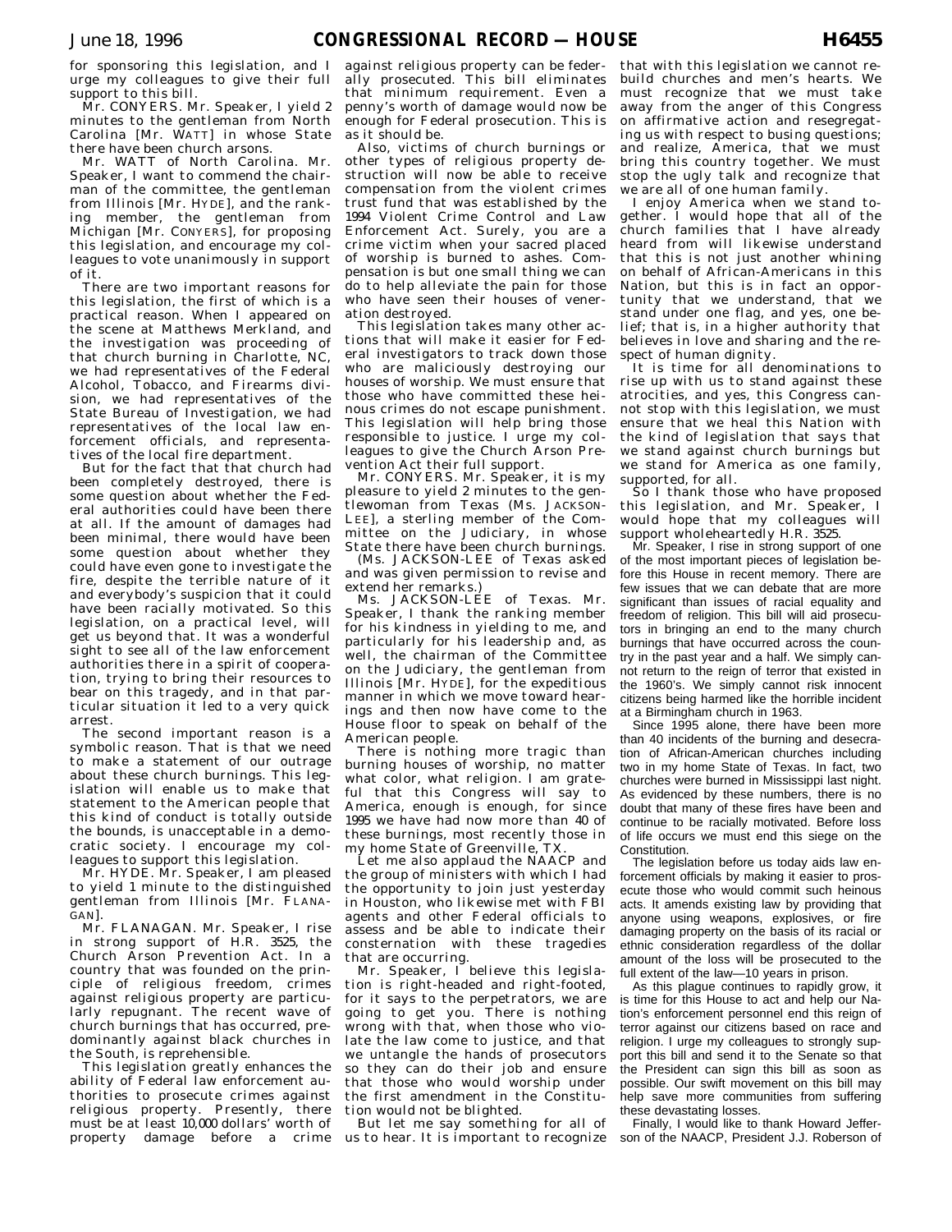for sponsoring this legislation, and I urge my colleagues to give their full support to this bill.

Mr. CONYERS. Mr. Speaker, I yield 2 minutes to the gentleman from North Carolina [Mr. WATT] in whose State there have been church arsons.

Mr. WATT of North Carolina. Mr. Speaker, I want to commend the chairman of the committee, the gentleman from Illinois [Mr. HYDE], and the ranking member, the gentleman from Michigan [Mr. CONYERS], for proposing this legislation, and encourage my colleagues to vote unanimously in support of it.

There are two important reasons for this legislation, the first of which is a practical reason. When I appeared on the scene at Matthews Merkland, and the investigation was proceeding of that church burning in Charlotte, NC, we had representatives of the Federal Alcohol, Tobacco, and Firearms division, we had representatives of the State Bureau of Investigation, we had representatives of the local law enforcement officials, and representatives of the local fire department.

But for the fact that that church had been completely destroyed, there is some question about whether the Federal authorities could have been there at all. If the amount of damages had been minimal, there would have been some question about whether they could have even gone to investigate the fire, despite the terrible nature of it and everybody's suspicion that it could have been racially motivated. So this legislation, on a practical level, will get us beyond that. It was a wonderful sight to see all of the law enforcement authorities there in a spirit of cooperation, trying to bring their resources to bear on this tragedy, and in that particular situation it led to a very quick arrest.

The second important reason is a symbolic reason. That is that we need to make a statement of our outrage about these church burnings. This legislation will enable us to make that statement to the American people that this kind of conduct is totally outside the bounds, is unacceptable in a democratic society. I encourage my colleagues to support this legislation.

Mr. HYDE. Mr. Speaker, I am pleased to yield 1 minute to the distinguished gentleman from Illinois [Mr. FLANAGAN].

Mr. FLANAGAN. Mr. Speaker, I rise in strong support of H.R. 3525, the Church Arson Prevention Act. In a country that was founded on the principle of religious freedom, crimes against religious property are particularly repugnant. The recent wave of church burnings that has occurred, predominantly against black churches in the South, is reprehensible.

This legislation greatly enhances the ability of Federal law enforcement authorities to prosecute crimes against religious property. Presently, there must be at least 10,000 dollars' worth of property damage before a crime against religious property can be federally prosecuted. This bill eliminates that minimum requirement. Even a penny's worth of damage would now be enough for Federal prosecution. This is as it should be.

Also, victims of church burnings or other types of religious property destruction will now be able to receive compensation from the violent crimes trust fund that was established by the 1994 Violent Crime Control and Law Enforcement Act. Surely, you are a crime victim when your sacred placed of worship is burned to ashes. Compensation is but one small thing we can do to help alleviate the pain for those who have seen their houses of veneration destroyed.

This legislation takes many other actions that will make it easier for Federal investigators to track down those who are maliciously destroying our houses of worship. We must ensure that those who have committed these heinous crimes do not escape punishment. This legislation will help bring those responsible to justice. I urge my colleagues to give the Church Arson Prevention Act their full support.

Mr. CONYERS. Mr. Speaker, it is my pleasure to yield 2 minutes to the gentlewoman from Texas (Ms. JACKSON-LEE], a sterling member of the Committee on the Judiciary, in whose State there have been church burnings.

(Ms. JACKSON-LEE of Texas asked and was given permission to revise and extend her remarks.)

Ms. JACKSON-LEE of Texas. Mr. Speaker, I thank the ranking member for his kindness in yielding to me, and particularly for his leadership and, as well, the chairman of the Committee on the Judiciary, the gentleman from Illinois [Mr. HYDE], for the expeditious manner in which we move toward hearings and then now have come to the House floor to speak on behalf of the American people.

There is nothing more tragic than burning houses of worship, no matter what color, what religion. I am grateful that this Congress will say to America, enough is enough, for since 1995 we have had now more than 40 of these burnings, most recently those in my home State of Greenville, TX.

Let me also applaud the NAACP and the group of ministers with which I had the opportunity to join just yesterday in Houston, who likewise met with FBI agents and other Federal officials to assess and be able to indicate their consternation with these tragedies that are occurring.

Mr. Speaker, I believe this legislation is right-headed and right-footed, for it says to the perpetrators, we are going to get you. There is nothing wrong with that, when those who violate the law come to justice, and that we untangle the hands of prosecutors so they can do their job and ensure that those who would worship under the first amendment in the Constitution would not be blighted.

But let me say something for all of us to hear. It is important to recognize that with this legislation we cannot rebuild churches and men's hearts. We must recognize that we must take away from the anger of this Congress on affirmative action and resegregating us with respect to busing questions; and realize, America, that we must bring this country together. We must stop the ugly talk and recognize that we are all of one human family.

I enjoy America when we stand together. I would hope that all of the church families that I have already heard from will likewise understand that this is not just another whining on behalf of African-Americans in this Nation, but this is in fact an opportunity that we understand, that we stand under one flag, and yes, one belief; that is, in a higher authority that believes in love and sharing and the respect of human dignity.

It is time for all denominations to rise up with us to stand against these atrocities, and yes, this Congress cannot stop with this legislation, we must ensure that we heal this Nation with the kind of legislation that says that we stand against church burnings but we stand for America as one family, supported, for all.

So I thank those who have proposed this legislation, and Mr. Speaker, I would hope that my colleagues will support wholeheartedly H.R. 3525.

Mr. Speaker, I rise in strong support of one of the most important pieces of legislation before this House in recent memory. There are few issues that we can debate that are more significant than issues of racial equality and freedom of religion. This bill will aid prosecutors in bringing an end to the many church burnings that have occurred across the country in the past year and a half. We simply cannot return to the reign of terror that existed in the 1960's. We simply cannot risk innocent citizens being harmed like the horrible incident at a Birmingham church in 1963.

Since 1995 alone, there have been more than 40 incidents of the burning and desecration of African-American churches including two in my home State of Texas. In fact, two churches were burned in Mississippi last night. As evidenced by these numbers, there is no doubt that many of these fires have been and continue to be racially motivated. Before loss of life occurs we must end this siege on the Constitution.

The legislation before us today aids law enforcement officials by making it easier to prosecute those who would commit such heinous acts. It amends existing law by providing that anyone using weapons, explosives, or fire damaging property on the basis of its racial or ethnic consideration regardless of the dollar amount of the loss will be prosecuted to the full extent of the law—10 years in prison.

As this plague continues to rapidly grow, it is time for this House to act and help our Nation's enforcement personnel end this reign of terror against our citizens based on race and religion. I urge my colleagues to strongly support this bill and send it to the Senate so that the President can sign this bill as soon as possible. Our swift movement on this bill may help save more communities from suffering these devastating losses.

Finally, I would like to thank Howard Jefferson of the NAACP, President J.J. Roberson of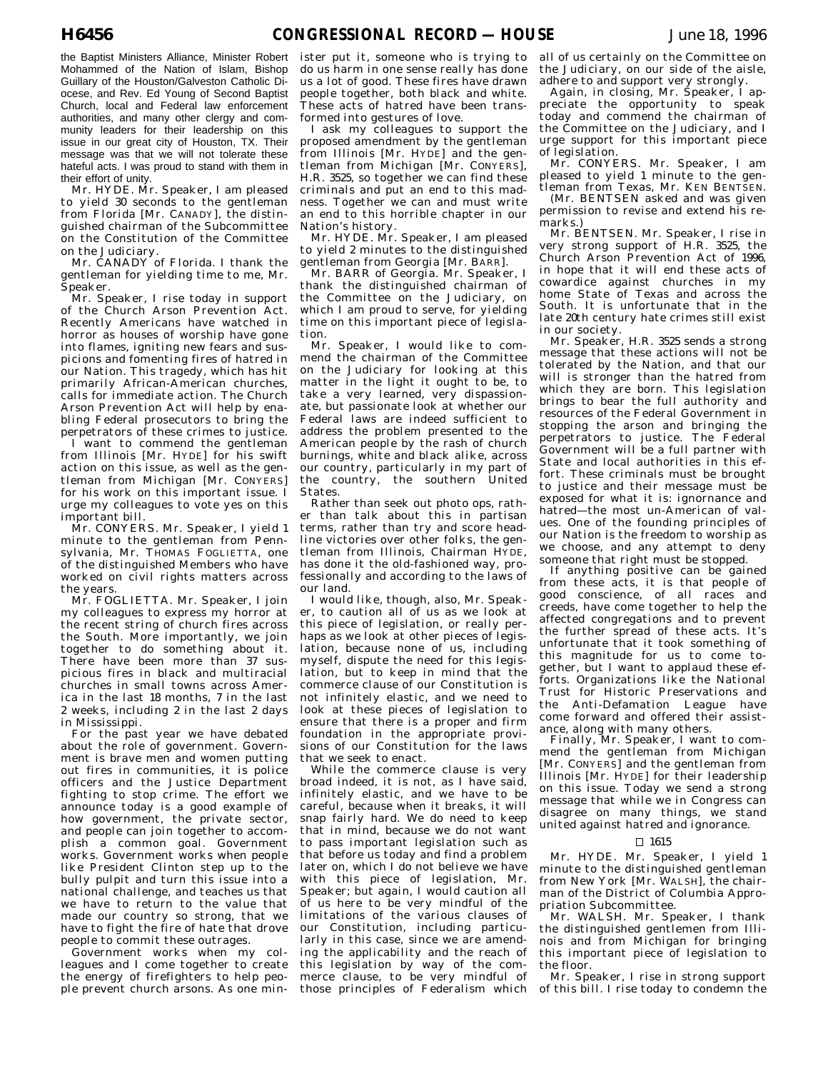the Baptist Ministers Alliance, Minister Robert Mohammed of the Nation of Islam, Bishop Guillary of the Houston/Galveston Catholic Diocese, and Rev. Ed Young of Second Baptist Church, local and Federal law enforcement authorities, and many other clergy and community leaders for their leadership on this issue in our great city of Houston, TX. Their message was that we will not tolerate these hateful acts. I was proud to stand with them in their effort of unity.

Mr. HYDE. Mr. Speaker, I am pleased to yield 30 seconds to the gentleman from Florida [Mr. CANADY], the distinguished chairman of the Subcommittee on the Constitution of the Committee on the Judiciary.

Mr. CANADY of Florida. I thank the gentleman for yielding time to me, Mr. Speaker.

Mr. Speaker, I rise today in support of the Church Arson Prevention Act. Recently Americans have watched in horror as houses of worship have gone into flames, igniting new fears and suspicions and fomenting fires of hatred in our Nation. This tragedy, which has hit primarily African-American churches, calls for immediate action. The Church Arson Prevention Act will help by enabling Federal prosecutors to bring the perpetrators of these crimes to justice.

I want to commend the gentleman from Illinois [Mr. HYDE] for his swift action on this issue, as well as the gentleman from Michigan [Mr. CONYERS] for his work on this important issue. I urge my colleagues to vote yes on this important bill.

Mr. CONYERS. Mr. Speaker, I yield 1 minute to the gentleman from Pennsylvania, Mr. THOMAS FOGLIETTA, one of the distinguished Members who have worked on civil rights matters across the years.

Mr. FOGLIETTA. Mr. Speaker, I join my colleagues to express my horror at the recent string of church fires across the South. More importantly, we join together to do something about it. There have been more than 37 suspicious fires in black and multiracial churches in small towns across America in the last 18 months, 7 in the last 2 weeks, including 2 in the last 2 days in Mississippi.

For the past year we have debated about the role of government. Government is brave men and women putting out fires in communities, it is police officers and the Justice Department fighting to stop crime. The effort we announce today is a good example of how government, the private sector, and people can join together to accomplish a common goal. Government works. Government works when people like President Clinton step up to the bully pulpit and turn this issue into a national challenge, and teaches us that we have to return to the value that made our country so strong, that we have to fight the fire of hate that drove people to commit these outrages.

Government works when my colleagues and I come together to create the energy of firefighters to help people prevent church arsons. As one minister put it, someone who is trying to do us harm in one sense really has done us a lot of good. These fires have drawn people together, both black and white. These acts of hatred have been transformed into gestures of love.

I ask my colleagues to support the proposed amendment by the gentleman from Illinois [Mr. HYDE] and the gentleman from Michigan [Mr. CONYERS], H.R. 3525, so together we can find these criminals and put an end to this madness. Together we can and must write an end to this horrible chapter in our Nation's history.

Mr. HYDE. Mr. Speaker, I am pleased to yield 2 minutes to the distinguished gentleman from Georgia [Mr. BARR].

Mr. BARR of Georgia. Mr. Speaker, I thank the distinguished chairman of the Committee on the Judiciary, on which I am proud to serve, for yielding time on this important piece of legislation.

Mr. Speaker, I would like to commend the chairman of the Committee on the Judiciary for looking at this matter in the light it ought to be, to take a very learned, very dispassionate, but passionate look at whether our Federal laws are indeed sufficient to address the problem presented to the American people by the rash of church burnings, white and black alike, across our country, particularly in my part of the country, the southern United States.

Rather than seek out photo ops, rather than talk about this in partisan terms, rather than try and score headline victories over other folks, the gentleman from Illinois, Chairman HYDE, has done it the old-fashioned way, professionally and according to the laws of our land.

I would like, though, also, Mr. Speaker, to caution all of us as we look at this piece of legislation, or really perhaps as we look at other pieces of legislation, because none of us, including myself, dispute the need for this legislation, but to keep in mind that the commerce clause of our Constitution is not infinitely elastic, and we need to look at these pieces of legislation to ensure that there is a proper and firm foundation in the appropriate provisions of our Constitution for the laws that we seek to enact.

While the commerce clause is very broad indeed, it is not, as I have said, infinitely elastic, and we have to be careful, because when it breaks, it will snap fairly hard. We do need to keep that in mind, because we do not want to pass important legislation such as that before us today and find a problem later on, which I do not believe we have with this piece of legislation, Mr. Speaker; but again, I would caution all of us here to be very mindful of the limitations of the various clauses of our Constitution, including particularly in this case, since we are amending the applicability and the reach of this legislation by way of the commerce clause, to be very mindful of those principles of Federalism which all of us certainly on the Committee on the Judiciary, on our side of the aisle, adhere to and support very strongly.

Again, in closing, Mr. Speaker, I appreciate the opportunity to speak today and commend the chairman of the Committee on the Judiciary, and I urge support for this important piece of legislation.

Mr. CONYERS. Mr. Speaker, I am pleased to yield 1 minute to the gentleman from Texas, Mr. KEN BENTSEN.

(Mr. BENTSEN asked and was given permission to revise and extend his remarks.)

Mr. BENTSEN. Mr. Speaker, I rise in very strong support of H.R. 3525, the Church Arson Prevention Act of 1996, in hope that it will end these acts of cowardice against churches in my home State of Texas and across the South. It is unfortunate that in the late 20th century hate crimes still exist in our society.

Mr. Speaker, H.R. 3525 sends a strong message that these actions will not be tolerated by the Nation, and that our will is stronger than the hatred from which they are born. This legislation brings to bear the full authority and resources of the Federal Government in stopping the arson and bringing the perpetrators to justice. The Federal Government will be a full partner with State and local authorities in this effort. These criminals must be brought to justice and their message must be exposed for what it is: ignornance and hatred—the most un-American of values. One of the founding principles of our Nation is the freedom to worship as we choose, and any attempt to deny someone that right must be stopped.

If anything positive can be gained from these acts, it is that people of good conscience, of all races and creeds, have come together to help the affected congregations and to prevent the further spread of these acts. It's unfortunate that it took something of this magnitude for us to come together, but I want to applaud these efforts. Organizations like the National Trust for Historic Preservations and the Anti-Defamation League have come forward and offered their assistance, along with many others.

Finally, Mr. Speaker, I want to commend the gentleman from Michigan [Mr. CONYERS] and the gentleman from Illinois [Mr. HYDE] for their leadership on this issue. Today we send a strong message that while we in Congress can disagree on many things, we stand united against hatred and ignorance.

□ 1615

Mr. HYDE. Mr. Speaker, I yield 1 minute to the distinguished gentleman from New York [Mr. WALSH], the chairman of the District of Columbia Appropriation Subcommittee.

Mr. WALSH. Mr. Speaker, I thank the distinguished gentlemen from Illinois and from Michigan for bringing this important piece of legislation to the floor.

Mr. Speaker, I rise in strong support of this bill. I rise today to condemn the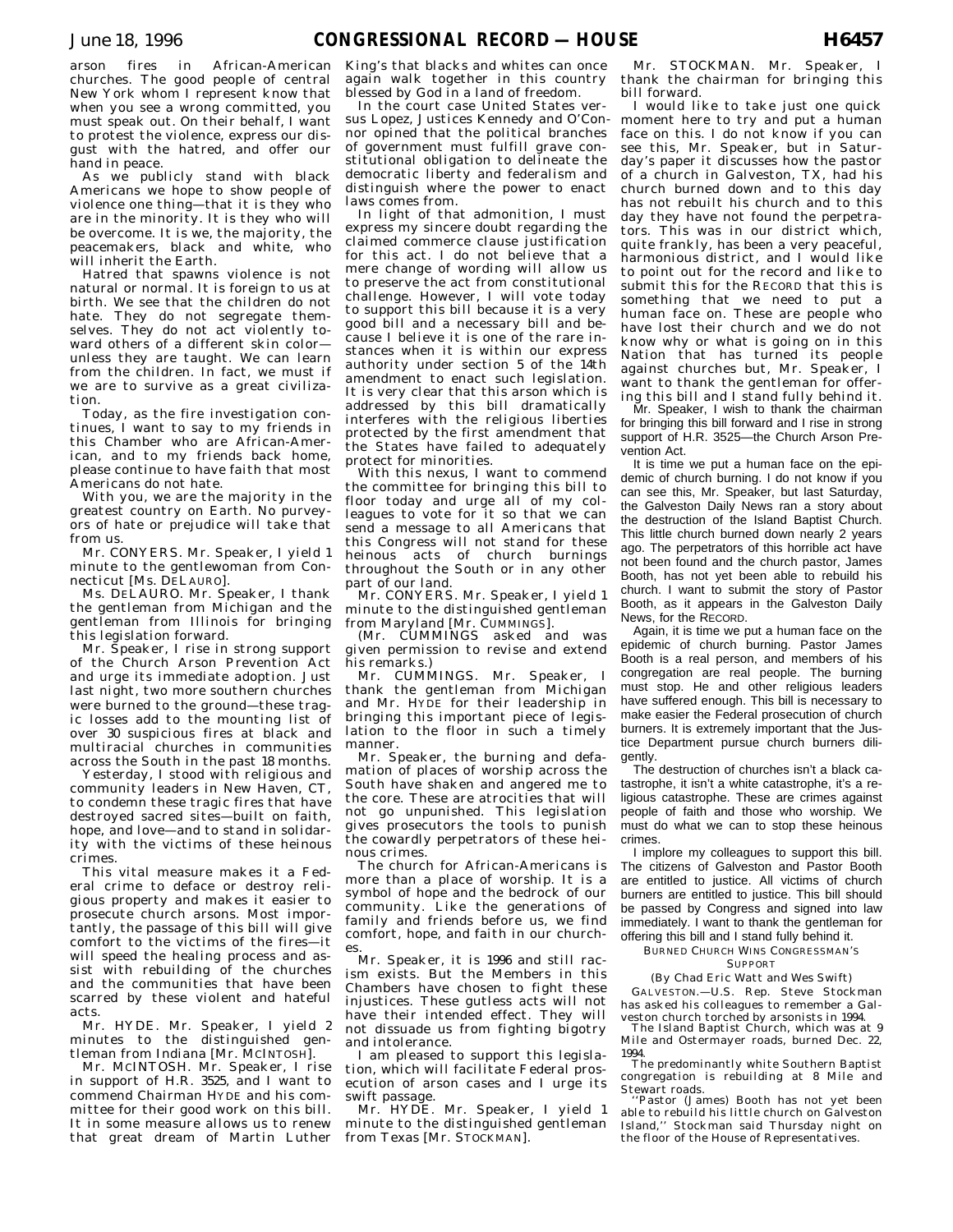arson fires in African-American churches. The good people of central New York whom I represent know that when you see a wrong committed, you must speak out. On their behalf, I want to protest the violence, express our disgust with the hatred, and offer our hand in peace.

As we publicly stand with black Americans we hope to show people of violence one thing—that it is they who are in the minority. It is they who will be overcome. It is we, the majority, the peacemakers, black and white, who will inherit the Earth.

Hatred that spawns violence is not natural or normal. It is foreign to us at birth. We see that the children do not hate. They do not segregate themselves. They do not act violently toward others of a different skin color—unless they are taught. We can learn from the children. In fact, we must if we are to survive as a great civilization.

Today, as the fire investigation continues, I want to say to my friends in this Chamber who are African-American, and to my friends back home, please continue to have faith that most Americans do not hate.

With you, we are the majority in the greatest country on Earth. No purveyors of hate or prejudice will take that from us.

Mr. CONYERS. Mr. Speaker, I yield 1 minute to the gentlewoman from Connecticut [Ms. DELAURO].

Ms. DELAURO. Mr. Speaker, I thank the gentleman from Michigan and the gentleman from Illinois for bringing this legislation forward.

Mr. Speaker, I rise in strong support of the Church Arson Prevention Act and urge its immediate adoption. Just last night, two more southern churches were burned to the ground—these tragic losses add to the mounting list of over 30 suspicious fires at black and multiracial churches in communities across the South in the past 18 months.

Yesterday, I stood with religious and community leaders in New Haven, CT, to condemn these tragic fires that have destroyed sacred sites—built on faith, hope, and love—and to stand in solidarity with the victims of these heinous crimes.

This vital measure makes it a Federal crime to deface or destroy religious property and makes it easier to prosecute church arsons. Most importantly, the passage of this bill will give comfort to the victims of the fires—it will speed the healing process and assist with rebuilding of the churches and the communities that have been scarred by these violent and hateful acts.

Mr. HYDE. Mr. Speaker, I yield 2 minutes to the distinguished gentleman from Indiana [Mr. MCINTOSH].

Mr. MCINTOSH. Mr. Speaker, I rise in support of H.R. 3525, and I want to commend Chairman HYDE and his committee for their good work on this bill. It in some measure allows us to renew that great dream of Martin Luther King's that blacks and whites can once again walk together in this country blessed by God in a land of freedom.

In the court case United States versus Lopez, Justices Kennedy and O'Connor opined that the political branches of government must fulfill grave constitutional obligation to delineate the democratic liberty and federalism and distinguish where the power to enact laws comes from.

In light of that admonition, I must express my sincere doubt regarding the claimed commerce clause justification for this act. I do not believe that a mere change of wording will allow us to preserve the act from constitutional challenge. However, I will vote today to support this bill because it is a very good bill and a necessary bill and because I believe it is one of the rare instances when it is within our express authority under section 5 of the 14th amendment to enact such legislation. It is very clear that this arson which is addressed by this bill dramatically interferes with the religious liberties protected by the first amendment that the States have failed to adequately protect for minorities.

With this nexus, I want to commend the committee for bringing this bill to floor today and urge all of my colleagues to vote for it so that we can send a message to all Americans that this Congress will not stand for these heinous acts of church burnings throughout the South or in any other part of our land.

Mr. CONYERS. Mr. Speaker, I yield 1 minute to the distinguished gentleman from Maryland [Mr. CUMMINGS].

(Mr. CUMMINGS asked and was given permission to revise and extend his remarks.)

Mr. CUMMINGS. Mr. Speaker, I thank the gentleman from Michigan and Mr. HYDE for their leadership in bringing this important piece of legislation to the floor in such a timely manner.

Mr. Speaker, the burning and defamation of places of worship across the South have shaken and angered me to the core. These are atrocities that will not go unpunished. This legislation gives prosecutors the tools to punish the cowardly perpetrators of these heinous crimes.

The church for African-Americans is more than a place of worship. It is a symbol of hope and the bedrock of our community. Like the generations of family and friends before us, we find comfort, hope, and faith in our churches.

Mr. Speaker, it is 1996 and still racism exists. But the Members in this Chambers have chosen to fight these injustices. These gutless acts will not have their intended effect. They will not dissuade us from fighting bigotry and intolerance.

I am pleased to support this legislation, which will facilitate Federal prosecution of arson cases and I urge its swift passage.

Mr. HYDE. Mr. Speaker, I yield 1 minute to the distinguished gentleman from Texas [Mr. STOCKMAN].

Mr. STOCKMAN. Mr. Speaker, I thank the chairman for bringing this bill forward.

I would like to take just one quick moment here to try and put a human face on this. I do not know if you can see this, Mr. Speaker, but in Saturday's paper it discusses how the pastor of a church in Galveston, TX, had his church burned down and to this day has not rebuilt his church and to this day they have not found the perpetrators. This was in our district which, quite frankly, has been a very peaceful, harmonious district, and I would like to point out for the record and like to submit this for the RECORD that this is something that we need to put a human face on. These are people who have lost their church and we do not know why or what is going on in this Nation that has turned its people against churches but, Mr. Speaker, I want to thank the gentleman for offering this bill and I stand fully behind it.

Mr. Speaker, I wish to thank the chairman for bringing this bill forward and I rise in strong support of H.R. 3525—the Church Arson Prevention Act.

It is time we put a human face on the epidemic of church burning. I do not know if you can see this, Mr. Speaker, but last Saturday, the Galveston Daily News ran a story about the destruction of the Island Baptist Church. This little church burned down nearly 2 years ago. The perpetrators of this horrible act have not been found and the church pastor, James Booth, has not yet been able to rebuild his church. I want to submit the story of Pastor Booth, as it appears in the Galveston Daily News, for the RECORD.

Again, it is time we put a human face on the epidemic of church burning. Pastor James Booth is a real person, and members of his congregation are real people. The burning must stop. He and other religious leaders have suffered enough. This bill is necessary to make easier the Federal prosecution of church burners. It is extremely important that the Justice Department pursue church burners diligently.

The destruction of churches isn't a black catastrophe, it isn't a white catastrophe, it's a religious catastrophe. These are crimes against people of faith and those who worship. We must do what we can to stop these heinous crimes.

I implore my colleagues to support this bill. The citizens of Galveston and Pastor Booth are entitled to justice. All victims of church burners are entitled to justice. This bill should be passed by Congress and signed into law immediately. I want to thank the gentleman for offering this bill and I stand fully behind it.

BURNED CHURCH WINS CONGRESSMAN'S SUPPORT

(By Chad Eric Watt and Wes Swift)

GALVESTON.—U.S. Rep. Steve Stockman has asked his colleagues to remember a Galveston church torched by arsonists in 1994.

The Island Baptist Church, which was at 9 Mile and Ostermayer roads, burned Dec. 22, 1994.

The predominantly white Southern Baptist congregation is rebuilding at 8 Mile and Stewart roads.

''Pastor (James) Booth has not yet been able to rebuild his little church on Galveston Island,'' Stockman said Thursday night on the floor of the House of Representatives.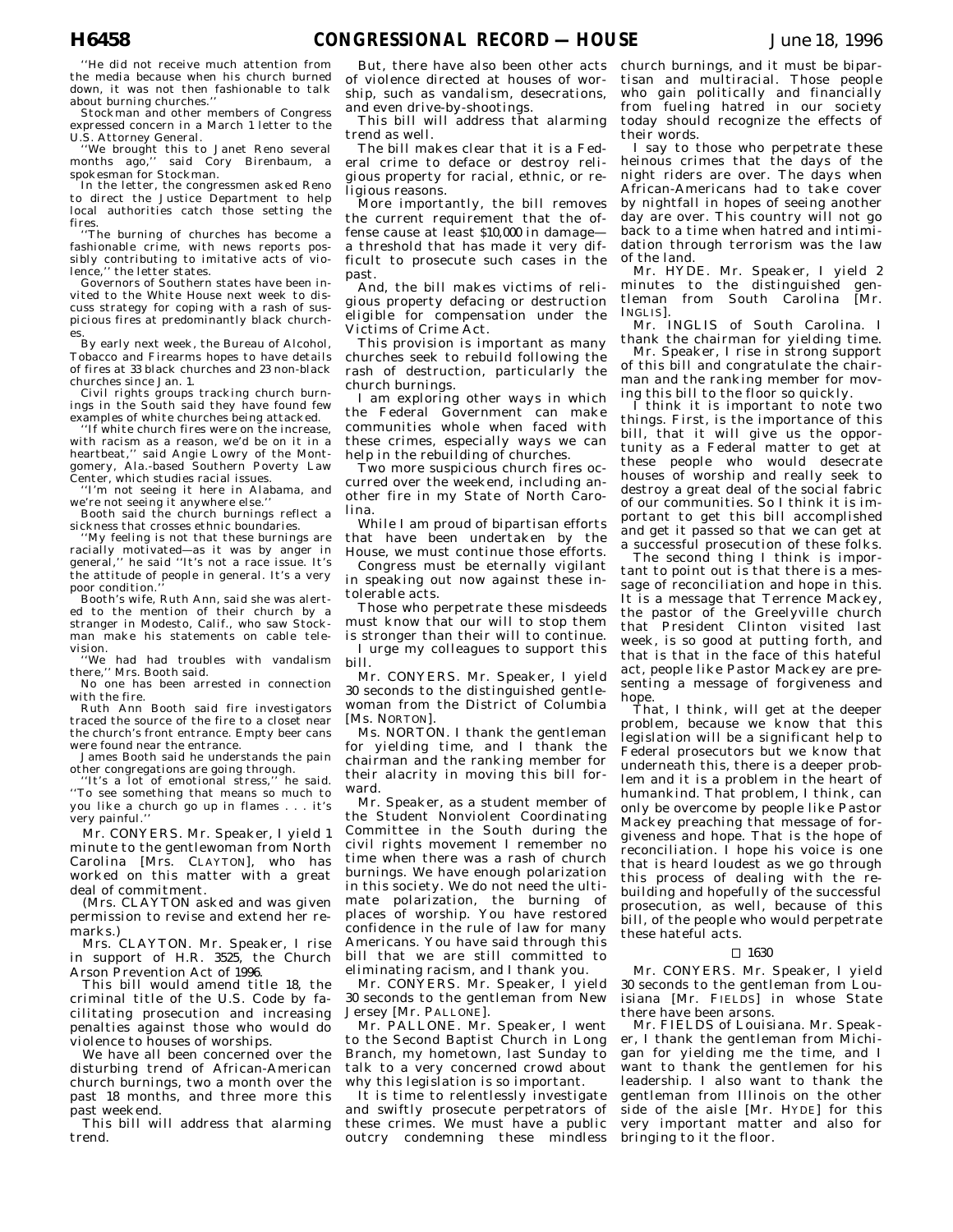''He did not receive much attention from the media because when his church burned down, it was not then fashionable to talk about burning churches.''

Stockman and other members of Congress expressed concern in a March 1 letter to the U.S. Attorney General.

''We brought this to Janet Reno several months ago,'' said Cory Birenbaum, a spokesman for Stockman.

In the letter, the congressmen asked Reno to direct the Justice Department to help local authorities catch those setting the fires.

''The burning of churches has become a fashionable crime, with news reports possibly contributing to imitative acts of violence,'' the letter states.

Governors of Southern states have been invited to the White House next week to discuss strategy for coping with a rash of suspicious fires at predominantly black churches.

By early next week, the Bureau of Alcohol, Tobacco and Firearms hopes to have details of fires at 33 black churches and 23 non-black churches since Jan. 1.

Civil rights groups tracking church burnings in the South said they have found few examples of white churches being attacked.

''If white church fires were on the increase, with racism as a reason, we'd be on it in a heartbeat,'' said Angie Lowry of the Montgomery, Ala.-based Southern Poverty Law Center, which studies racial issues.

''I'm not seeing it here in Alabama, and we're not seeing it anywhere else.''

Booth said the church burnings reflect a sickness that crosses ethnic boundaries.

''My feeling is not that these burnings are racially motivated—as it was by anger in general,'' he said ''It's not a race issue. It's the attitude of people in general. It's a very poor condition.''

Booth's wife, Ruth Ann, said she was alerted to the mention of their church by a stranger in Modesto, Calif., who saw Stockman make his statements on cable television.

''We had had troubles with vandalism there,'' Mrs. Booth said.

No one has been arrested in connection with the fire.

Ruth Ann Booth said fire investigators traced the source of the fire to a closet near the church's front entrance. Empty beer cans were found near the entrance.

James Booth said he understands the pain other congregations are going through.

''It's a lot of emotional stress,'' he said. ''To see something that means so much to you like a church go up in flames . . . it's very painful.''

Mr. CONYERS. Mr. Speaker, I yield 1 minute to the gentlewoman from North Carolina [Mrs. CLAYTON], who has worked on this matter with a great deal of commitment.

(Mrs. CLAYTON asked and was given permission to revise and extend her remarks.)

Mrs. CLAYTON. Mr. Speaker, I rise in support of H.R. 3525, the Church Arson Prevention Act of 1996.

This bill would amend title 18, the criminal title of the U.S. Code by facilitating prosecution and increasing penalties against those who would do violence to houses of worships.

We have all been concerned over the disturbing trend of African-American church burnings, two a month over the past 18 months, and three more this past weekend.

This bill will address that alarming trend.

But, there have also been other acts of violence directed at houses of worship, such as vandalism, desecrations, and even drive-by-shootings.

This bill will address that alarming trend as well.

The bill makes clear that it is a Federal crime to deface or destroy religious property for racial, ethnic, or religious reasons.

More importantly, the bill removes the current requirement that the offense cause at least $10,000 in damage—a threshold that has made it very difficult to prosecute such cases in the past.

And, the bill makes victims of religious property defacing or destruction eligible for compensation under the Victims of Crime Act.

This provision is important as many churches seek to rebuild following the rash of destruction, particularly the church burnings.

I am exploring other ways in which the Federal Government can make communities whole when faced with these crimes, especially ways we can help in the rebuilding of churches.

Two more suspicious church fires occurred over the weekend, including another fire in my State of North Carolina.

While I am proud of bipartisan efforts that have been undertaken by the House, we must continue those efforts.

Congress must be eternally vigilant in speaking out now against these intolerable acts.

Those who perpetrate these misdeeds must know that our will to stop them is stronger than their will to continue.

I urge my colleagues to support this bill.

Mr. CONYERS. Mr. Speaker, I yield 30 seconds to the distinguished gentlewoman from the District of Columbia [Ms. NORTON].

Ms. NORTON. I thank the gentleman for yielding time, and I thank the chairman and the ranking member for their alacrity in moving this bill forward.

Mr. Speaker, as a student member of the Student Nonviolent Coordinating Committee in the South during the civil rights movement I remember no time when there was a rash of church burnings. We have enough polarization in this society. We do not need the ultimate polarization, the burning of places of worship. You have restored confidence in the rule of law for many Americans. You have said through this bill that we are still committed to eliminating racism, and I thank you.

Mr. CONYERS. Mr. Speaker, I yield 30 seconds to the gentleman from New Jersey [Mr. PALLONE].

Mr. PALLONE. Mr. Speaker, I went to the Second Baptist Church in Long Branch, my hometown, last Sunday to talk to a very concerned crowd about why this legislation is so important.

It is time to relentlessly investigate and swiftly prosecute perpetrators of these crimes. We must have a public outcry condemning these mindless church burnings, and it must be bipartisan and multiracial. Those people who gain politically and financially from fueling hatred in our society today should recognize the effects of their words.

I say to those who perpetrate these heinous crimes that the days of the night riders are over. The days when African-Americans had to take cover by nightfall in hopes of seeing another day are over. This country will not go back to a time when hatred and intimidation through terrorism was the law of the land.

Mr. HYDE. Mr. Speaker, I yield 2 minutes to the distinguished gentleman from South Carolina [Mr. INGLIS].

Mr. INGLIS of South Carolina. I thank the chairman for yielding time.

Mr. Speaker, I rise in strong support of this bill and congratulate the chairman and the ranking member for moving this bill to the floor so quickly.

I think it is important to note two things. First, is the importance of this bill, that it will give us the opportunity as a Federal matter to get at these people who would desecrate houses of worship and really seek to destroy a great deal of the social fabric of our communities. So I think it is important to get this bill accomplished and get it passed so that we can get at a successful prosecution of these folks.

The second thing I think is important to point out is that there is a message of reconciliation and hope in this. It is a message that Terrence Mackey, the pastor of the Greelyville church that President Clinton visited last week, is so good at putting forth, and that is that in the face of this hateful act, people like Pastor Mackey are presenting a message of forgiveness and hope.

That, I think, will get at the deeper problem, because we know that this legislation will be a significant help to Federal prosecutors but we know that underneath this, there is a deeper problem and it is a problem in the heart of humankind. That problem, I think, can only be overcome by people like Pastor Mackey preaching that message of forgiveness and hope. That is the hope of reconciliation. I hope his voice is one that is heard loudest as we go through this process of dealing with the rebuilding and hopefully of the successful prosecution, as well, because of this bill, of the people who would perpetrate these hateful acts.

□ 1630

Mr. CONYERS. Mr. Speaker, I yield 30 seconds to the gentleman from Louisiana [Mr. FIELDS] in whose State there have been arsons.

Mr. FIELDS of Louisiana. Mr. Speaker, I thank the gentleman from Michigan for yielding me the time, and I want to thank the gentlemen for his leadership. I also want to thank the gentleman from Illinois on the other side of the aisle [Mr. HYDE] for this very important matter and also for bringing to it the floor.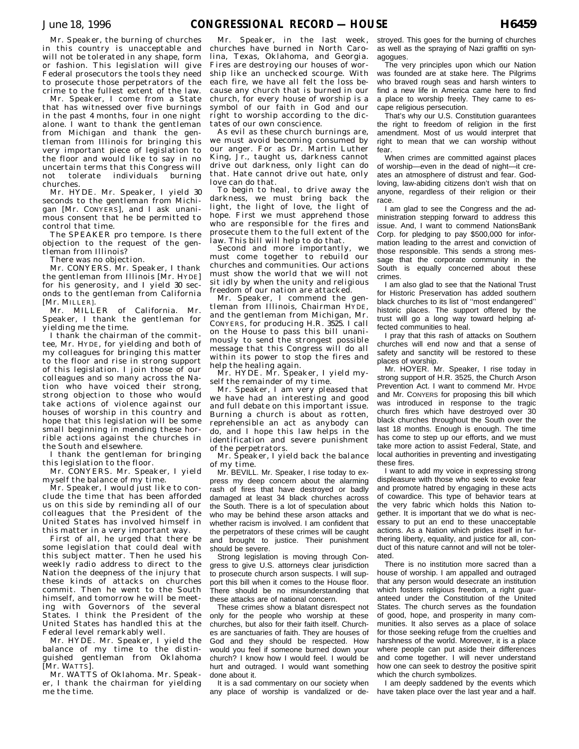Mr. Speaker, the burning of churches in this country is unacceptable and will not be tolerated in any shape, form or fashion. This legislation will give Federal prosecutors the tools they need to prosecute those perpetrators of the crime to the fullest extent of the law.

Mr. Speaker, I come from a State that has witnessed over five burnings in the past 4 months, four in one night alone. I want to thank the gentleman from Michigan and thank the gentleman from Illinois for bringing this very important piece of legislation to the floor and would like to say in no uncertain terms that this Congress will not tolerate individuals burning churches.

Mr. HYDE. Mr. Speaker, I yield 30 seconds to the gentleman from Michigan [Mr. CONYERS], and I ask unanimous consent that he be permitted to control that time.

The SPEAKER pro tempore. Is there objection to the request of the gentleman from Illinois?

There was no objection.

Mr. CONYERS. Mr. Speaker, I thank the gentleman from Illinois [Mr. HYDE] for his generosity, and I yield 30 seconds to the gentleman from California [Mr. MILLER].

Mr. MILLER of California. Mr. Speaker, I thank the gentleman for yielding me the time.

I thank the chairman of the committee, Mr. HYDE, for yielding and both of my colleagues for bringing this matter to the floor and rise in strong support of this legislation. I join those of our colleagues and so many across the Nation who have voiced their strong, strong objection to those who would take actions of violence against our houses of worship in this country and hope that this legislation will be some small beginning in mending these horrible actions against the churches in the South and elsewhere.

I thank the gentleman for bringing this legislation to the floor.

Mr. CONYERS. Mr. Speaker, I yield myself the balance of my time.

Mr. Speaker, I would just like to conclude the time that has been afforded us on this side by reminding all of our colleagues that the President of the United States has involved himself in this matter in a very important way.

First of all, he urged that there be some legislation that could deal with this subject matter. Then he used his weekly radio address to direct to the Nation the deepness of the injury that these kinds of attacks on churches commit. Then he went to the South himself, and tomorrow he will be meeting with Governors of the several States. I think the President of the United States has handled this at the Federal level remarkably well.

Mr. HYDE. Mr. Speaker, I yield the balance of my time to the distinguished gentleman from Oklahoma [Mr. WATTS].

Mr. WATTS of Oklahoma. Mr. Speaker, I thank the chairman for yielding me the time.

Mr. Speaker, in the last week, churches have burned in North Carolina, Texas, Oklahoma, and Georgia. Fires are destroying our houses of worship like an unchecked scourge. With each fire, we have all felt the loss because any church that is burned in our church, for every house of worship is a symbol of our faith in God and our right to worship according to the dictates of our own conscience.

As evil as these church burnings are, we must avoid becoming consumed by our anger. For as Dr. Martin Luther King, Jr., taught us, darkness cannot drive out darkness, only light can do that. Hate cannot drive out hate, only love can do that.

To begin to heal, to drive away the darkness, we must bring back the light, the light of love, the light of hope. First we must apprehend those who are responsible for the fires and prosecute them to the full extent of the law. This bill will help to do that.

Second and more importantly, we must come together to rebuild our churches and communities. Our actions must show the world that we will not sit idly by when the unity and religious freedom of our nation are attacked.

Mr. Speaker, I commend the gentleman from Illinois, Chairman HYDE, and the gentleman from Michigan, Mr. CONYERS, for producing H.R. 3525. I call on the House to pass this bill unanimously to send the strongest possible message that this Congress will do all within its power to stop the fires and help the healing again.

Mr. HYDE. Mr. Speaker, I yield myself the remainder of my time.

Mr. Speaker, I am very pleased that we have had an interesting and good and full debate on this important issue. Burning a church is about as rotten, reprehensible an act as anybody can do, and I hope this law helps in the identification and severe punishment of the perpetrators.

Mr. Speaker, I yield back the balance of my time.

Mr. BEVILL. Mr. Speaker, I rise today to express my deep concern about the alarming rash of fires that have destroyed or badly damaged at least 34 black churches across the South. There is a lot of speculation about who may be behind these arson attacks and whether racism is involved. I am confident that the perpetrators of these crimes will be caught and brought to justice. Their punishment should be severe.

Strong legislation is moving through Congress to give U.S. attorneys clear jurisdiction to prosecute church arson suspects. I will support this bill when it comes to the House floor. There should be no misunderstanding that these attacks are of national concern.

These crimes show a blatant disrespect not only for the people who worship at these churches, but also for their faith itself. Churches are sanctuaries of faith. They are houses of God and they should be respected. How would you feel if someone burned down your church? I know how I would feel. I would be hurt and outraged. I would want something done about it.

It is a sad commentary on our society when any place of worship is vandalized or destroyed. This goes for the burning of churches as well as the spraying of Nazi graffiti on synagogues.

The very principles upon which our Nation was founded are at stake here. The Pilgrims who braved rough seas and harsh winters to find a new life in America came here to find a place to worship freely. They came to escape religious persecution.

That's why our U.S. Constitution guarantees the right to freedom of religion in the first amendment. Most of us would interpret that right to mean that we can worship without fear.

When crimes are committed against places of worship—even in the dead of night—it creates an atmosphere of distrust and fear. God-loving, law-abiding citizens don't wish that on anyone, regardless of their religion or their race.

I am glad to see the Congress and the administration stepping forward to address this issue. And, I want to commend NationsBank Corp. for pledging to pay $500,000 for information leading to the arrest and conviction of those responsible. This sends a strong message that the corporate community in the South is equally concerned about these crimes.

I am also glad to see that the National Trust for Historic Preservation has added southern black churches to its list of "most endangered" historic places. The support offered by the trust will go a long way toward helping affected communities to heal.

I pray that this rash of attacks on Southern churches will end now and that a sense of safety and sanctity will be restored to these places of worship.

Mr. HOYER. Mr. Speaker, I rise today in strong support of H.R. 3525, the Church Arson Prevention Act. I want to commend Mr. HYDE and Mr. CONYERS for proposing this bill which was introduced in response to the tragic church fires which have destroyed over 30 black churches throughout the South over the last 18 months. Enough is enough. The time has come to step up our efforts, and we must take more action to assist Federal, State, and local authorities in preventing and investigating these fires.

I want to add my voice in expressing strong displeasure with those who seek to evoke fear and promote hatred by engaging in these acts of cowardice. This type of behavior tears at the very fabric which holds this Nation together. It is important that we do what is necessary to put an end to these unacceptable actions. As a Nation which prides itself in furthering liberty, equality, and justice for all, conduct of this nature cannot and will not be tolerated.

There is no institution more sacred than a house of worship. I am appalled and outraged that any person would desecrate an institution which fosters religious freedom, a right guaranteed under the Constitution of the United States. The church serves as the foundation of good, hope, and prosperity in many communities. It also serves as a place of solace for those seeking refuge from the cruelties and harshness of the world. Moreover, it is a place where people can put aside their differences and come together. I will never understand how one can seek to destroy the positive spirit which the church symbolizes.

I am deeply saddened by the events which have taken place over the last year and a half.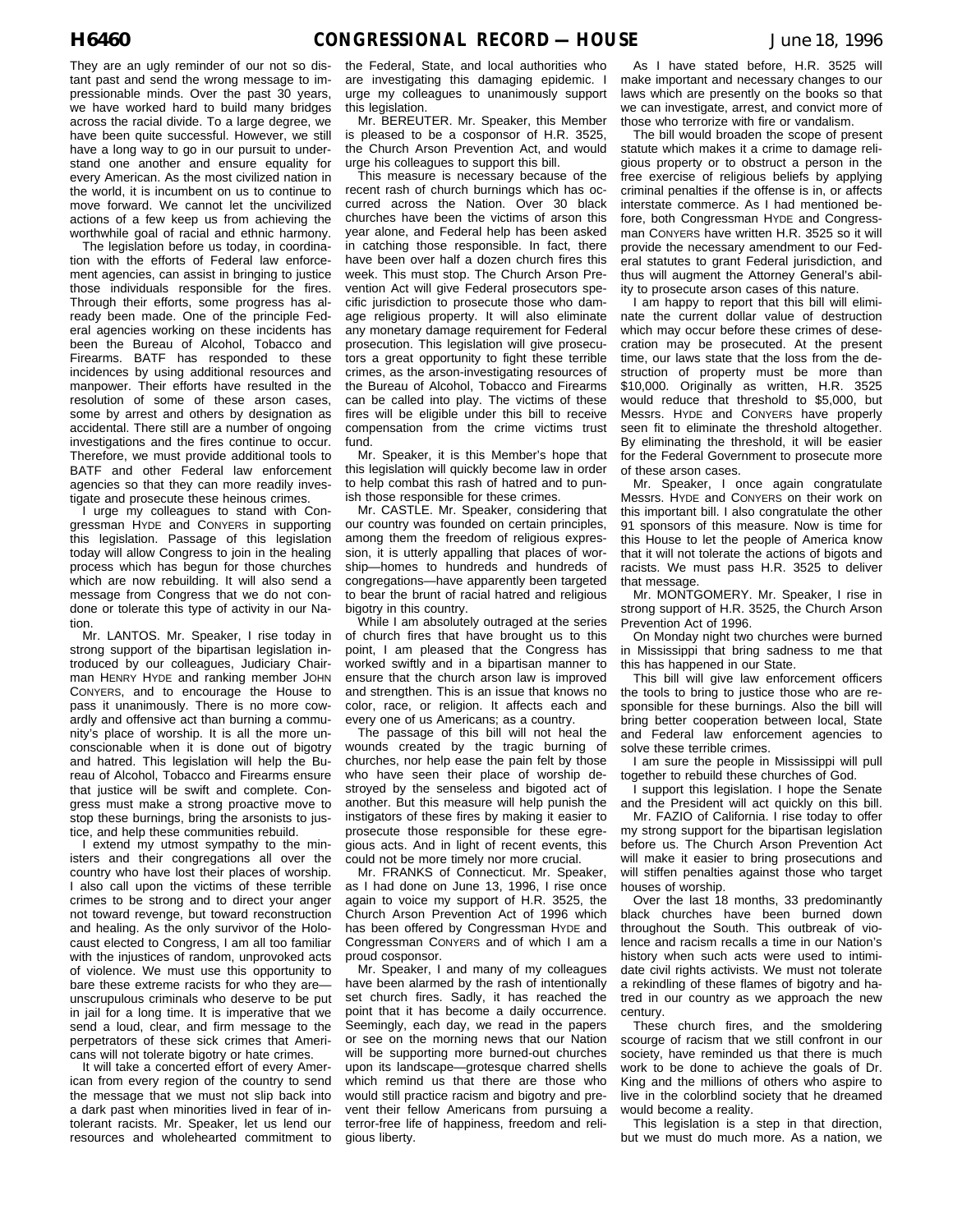They are an ugly reminder of our not so distant past and send the wrong message to impressionable minds. Over the past 30 years, we have worked hard to build many bridges across the racial divide. To a large degree, we have been quite successful. However, we still have a long way to go in our pursuit to understand one another and ensure equality for every American. As the most civilized nation in the world, it is incumbent on us to continue to move forward. We cannot let the uncivilized actions of a few keep us from achieving the worthwhile goal of racial and ethnic harmony.

The legislation before us today, in coordination with the efforts of Federal law enforcement agencies, can assist in bringing to justice those individuals responsible for the fires. Through their efforts, some progress has already been made. One of the principle Federal agencies working on these incidents has been the Bureau of Alcohol, Tobacco and Firearms. BATF has responded to these incidences by using additional resources and manpower. Their efforts have resulted in the resolution of some of these arson cases, some by arrest and others by designation as accidental. There still are a number of ongoing investigations and the fires continue to occur. Therefore, we must provide additional tools to BATF and other Federal law enforcement agencies so that they can more readily investigate and prosecute these heinous crimes.

I urge my colleagues to stand with Congressman HYDE and CONYERS in supporting this legislation. Passage of this legislation today will allow Congress to join in the healing process which has begun for those churches which are now rebuilding. It will also send a message from Congress that we do not condone or tolerate this type of activity in our Nation.

Mr. LANTOS. Mr. Speaker, I rise today in strong support of the bipartisan legislation introduced by our colleagues, Judiciary Chairman HENRY HYDE and ranking member JOHN CONYERS, and to encourage the House to pass it unanimously. There is no more cowardly and offensive act than burning a community's place of worship. It is all the more unconscionable when it is done out of bigotry and hatred. This legislation will help the Bureau of Alcohol, Tobacco and Firearms ensure that justice will be swift and complete. Congress must make a strong proactive move to stop these burnings, bring the arsonists to justice, and help these communities rebuild.

I extend my utmost sympathy to the ministers and their congregations all over the country who have lost their places of worship. I also call upon the victims of these terrible crimes to be strong and to direct your anger not toward revenge, but toward reconstruction and healing. As the only survivor of the Holocaust elected to Congress, I am all too familiar with the injustices of random, unprovoked acts of violence. We must use this opportunity to bare these extreme racists for who they are—unscrupulous criminals who deserve to be put in jail for a long time. It is imperative that we send a loud, clear, and firm message to the perpetrators of these sick crimes that Americans will not tolerate bigotry or hate crimes.

It will take a concerted effort of every American from every region of the country to send the message that we must not slip back into a dark past when minorities lived in fear of intolerant racists. Mr. Speaker, let us lend our resources and wholehearted commitment to the Federal, State, and local authorities who are investigating this damaging epidemic. I urge my colleagues to unanimously support this legislation.

Mr. BEREUTER. Mr. Speaker, this Member is pleased to be a cosponsor of H.R. 3525, the Church Arson Prevention Act, and would urge his colleagues to support this bill.

This measure is necessary because of the recent rash of church burnings which has occurred across the Nation. Over 30 black churches have been the victims of arson this year alone, and Federal help has been asked in catching those responsible. In fact, there have been over half a dozen church fires this week. This must stop. The Church Arson Prevention Act will give Federal prosecutors specific jurisdiction to prosecute those who damage religious property. It will also eliminate any monetary damage requirement for Federal prosecution. This legislation will give prosecutors a great opportunity to fight these terrible crimes, as the arson-investigating resources of the Bureau of Alcohol, Tobacco and Firearms can be called into play. The victims of these fires will be eligible under this bill to receive compensation from the crime victims trust fund.

Mr. Speaker, it is this Member's hope that this legislation will quickly become law in order to help combat this rash of hatred and to punish those responsible for these crimes.

Mr. CASTLE. Mr. Speaker, considering that our country was founded on certain principles, among them the freedom of religious expression, it is utterly appalling that places of worship—homes to hundreds and hundreds of congregations—have apparently been targeted to bear the brunt of racial hatred and religious bigotry in this country.

While I am absolutely outraged at the series of church fires that have brought us to this point, I am pleased that the Congress has worked swiftly and in a bipartisan manner to ensure that the church arson law is improved and strengthen. This is an issue that knows no color, race, or religion. It affects each and every one of us Americans; as a country.

The passage of this bill will not heal the wounds created by the tragic burning of churches, nor help ease the pain felt by those who have seen their place of worship destroyed by the senseless and bigoted act of another. But this measure will help punish the instigators of these fires by making it easier to prosecute those responsible for these egregious acts. And in light of recent events, this could not be more timely nor more crucial.

Mr. FRANKS of Connecticut. Mr. Speaker, as I had done on June 13, 1996, I rise once again to voice my support of H.R. 3525, the Church Arson Prevention Act of 1996 which has been offered by Congressman HYDE and Congressman CONYERS and of which I am a proud cosponsor.

Mr. Speaker, I and many of my colleagues have been alarmed by the rash of intentionally set church fires. Sadly, it has reached the point that it has become a daily occurrence. Seemingly, each day, we read in the papers or see on the morning news that our Nation will be supporting more burned-out churches upon its landscape—grotesque charred shells which remind us that there are those who would still practice racism and bigotry and prevent their fellow Americans from pursuing a terror-free life of happiness, freedom and religious liberty.

As I have stated before, H.R. 3525 will make important and necessary changes to our laws which are presently on the books so that we can investigate, arrest, and convict more of those who terrorize with fire or vandalism.

The bill would broaden the scope of present statute which makes it a crime to damage religious property or to obstruct a person in the free exercise of religious beliefs by applying criminal penalties if the offense is in, or affects interstate commerce. As I had mentioned before, both Congressman HYDE and Congressman CONYERS have written H.R. 3525 so it will provide the necessary amendment to our Federal statutes to grant Federal jurisdiction, and thus will augment the Attorney General's ability to prosecute arson cases of this nature.

I am happy to report that this bill will eliminate the current dollar value of destruction which may occur before these crimes of desecration may be prosecuted. At the present time, our laws state that the loss from the destruction of property must be more than $10,000. Originally as written, H.R. 3525 would reduce that threshold to $5,000, but Messrs. HYDE and CONYERS have properly seen fit to eliminate the threshold altogether. By eliminating the threshold, it will be easier for the Federal Government to prosecute more of these arson cases.

Mr. Speaker, I once again congratulate Messrs. HYDE and CONYERS on their work on this important bill. I also congratulate the other 91 sponsors of this measure. Now is time for this House to let the people of America know that it will not tolerate the actions of bigots and racists. We must pass H.R. 3525 to deliver that message.

Mr. MONTGOMERY. Mr. Speaker, I rise in strong support of H.R. 3525, the Church Arson Prevention Act of 1996.

On Monday night two churches were burned in Mississippi that bring sadness to me that this has happened in our State.

This bill will give law enforcement officers the tools to bring to justice those who are responsible for these burnings. Also the bill will bring better cooperation between local, State and Federal law enforcement agencies to solve these terrible crimes.

I am sure the people in Mississippi will pull together to rebuild these churches of God.

I support this legislation. I hope the Senate and the President will act quickly on this bill.

Mr. FAZIO of California. I rise today to offer my strong support for the bipartisan legislation before us. The Church Arson Prevention Act will make it easier to bring prosecutions and will stiffen penalties against those who target houses of worship.

Over the last 18 months, 33 predominantly black churches have been burned down throughout the South. This outbreak of violence and racism recalls a time in our Nation's history when such acts were used to intimidate civil rights activists. We must not tolerate a rekindling of these flames of bigotry and hatred in our country as we approach the new century.

These church fires, and the smoldering scourge of racism that we still confront in our society, have reminded us that there is much work to be done to achieve the goals of Dr. King and the millions of others who aspire to live in the colorblind society that he dreamed would become a reality.

This legislation is a step in that direction, but we must do much more. As a nation, we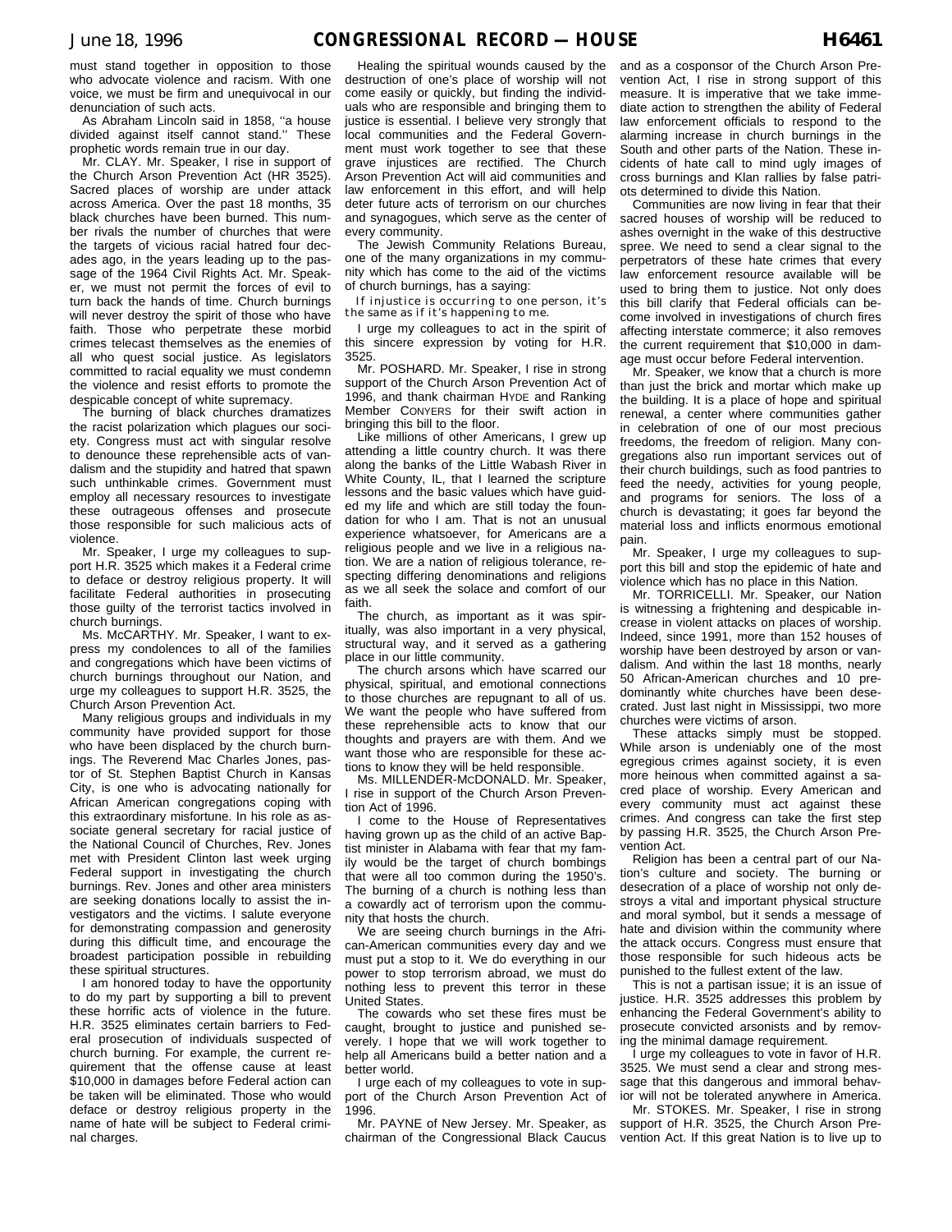must stand together in opposition to those who advocate violence and racism. With one voice, we must be firm and unequivocal in our denunciation of such acts.

As Abraham Lincoln said in 1858, ''a house divided against itself cannot stand.'' These prophetic words remain true in our day.

Mr. CLAY. Mr. Speaker, I rise in support of the Church Arson Prevention Act (HR 3525). Sacred places of worship are under attack across America. Over the past 18 months, 35 black churches have been burned. This number rivals the number of churches that were the targets of vicious racial hatred four decades ago, in the years leading up to the passage of the 1964 Civil Rights Act. Mr. Speaker, we must not permit the forces of evil to turn back the hands of time. Church burnings will never destroy the spirit of those who have faith. Those who perpetrate these morbid crimes telecast themselves as the enemies of all who quest social justice. As legislators committed to racial equality we must condemn the violence and resist efforts to promote the despicable concept of white supremacy.

The burning of black churches dramatizes the racist polarization which plagues our society. Congress must act with singular resolve to denounce these reprehensible acts of vandalism and the stupidity and hatred that spawn such unthinkable crimes. Government must employ all necessary resources to investigate these outrageous offenses and prosecute those responsible for such malicious acts of violence.

Mr. Speaker, I urge my colleagues to support H.R. 3525 which makes it a Federal crime to deface or destroy religious property. It will facilitate Federal authorities in prosecuting those guilty of the terrorist tactics involved in church burnings.

Ms. McCARTHY. Mr. Speaker, I want to express my condolences to all of the families and congregations which have been victims of church burnings throughout our Nation, and urge my colleagues to support H.R. 3525, the Church Arson Prevention Act.

Many religious groups and individuals in my community have provided support for those who have been displaced by the church burnings. The Reverend Mac Charles Jones, pastor of St. Stephen Baptist Church in Kansas City, is one who is advocating nationally for African American congregations coping with this extraordinary misfortune. In his role as associate general secretary for racial justice of the National Council of Churches, Rev. Jones met with President Clinton last week urging Federal support in investigating the church burnings. Rev. Jones and other area ministers are seeking donations locally to assist the investigators and the victims. I salute everyone for demonstrating compassion and generosity during this difficult time, and encourage the broadest participation possible in rebuilding these spiritual structures.

I am honored today to have the opportunity to do my part by supporting a bill to prevent these horrific acts of violence in the future. H.R. 3525 eliminates certain barriers to Federal prosecution of individuals suspected of church burning. For example, the current requirement that the offense cause at least $10,000 in damages before Federal action can be taken will be eliminated. Those who would deface or destroy religious property in the name of hate will be subject to Federal criminal charges.

Healing the spiritual wounds caused by the destruction of one's place of worship will not come easily or quickly, but finding the individuals who are responsible and bringing them to justice is essential. I believe very strongly that local communities and the Federal Government must work together to see that these grave injustices are rectified. The Church Arson Prevention Act will aid communities and law enforcement in this effort, and will help deter future acts of terrorism on our churches and synagogues, which serve as the center of every community.

The Jewish Community Relations Bureau, one of the many organizations in my community which has come to the aid of the victims of church burnings, has a saying:

If injustice is occurring to one person, it's the same as if it's happening to me.

I urge my colleagues to act in the spirit of this sincere expression by voting for H.R. 3525.

Mr. POSHARD. Mr. Speaker, I rise in strong support of the Church Arson Prevention Act of 1996, and thank chairman HYDE and Ranking Member CONYERS for their swift action in bringing this bill to the floor.

Like millions of other Americans, I grew up attending a little country church. It was there along the banks of the Little Wabash River in White County, IL, that I learned the scripture lessons and the basic values which have guided my life and which are still today the foundation for who I am. That is not an unusual experience whatsoever, for Americans are a religious people and we live in a religious nation. We are a nation of religious tolerance, respecting differing denominations and religions as we all seek the solace and comfort of our faith.

The church, as important as it was spiritually, was also important in a very physical, structural way, and it served as a gathering place in our little community.

The church arsons which have scarred our physical, spiritual, and emotional connections to those churches are repugnant to all of us. We want the people who have suffered from these reprehensible acts to know that our thoughts and prayers are with them. And we want those who are responsible for these actions to know they will be held responsible.

Ms. MILLENDER-McDONALD. Mr. Speaker, I rise in support of the Church Arson Prevention Act of 1996.

I come to the House of Representatives having grown up as the child of an active Baptist minister in Alabama with fear that my family would be the target of church bombings that were all too common during the 1950's. The burning of a church is nothing less than a cowardly act of terrorism upon the community that hosts the church.

We are seeing church burnings in the African-American communities every day and we must put a stop to it. We do everything in our power to stop terrorism abroad, we must do nothing less to prevent this terror in these United States.

The cowards who set these fires must be caught, brought to justice and punished severely. I hope that we will work together to help all Americans build a better nation and a better world.

I urge each of my colleagues to vote in support of the Church Arson Prevention Act of 1996.

Mr. PAYNE of New Jersey. Mr. Speaker, as chairman of the Congressional Black Caucus and as a cosponsor of the Church Arson Prevention Act, I rise in strong support of this measure. It is imperative that we take immediate action to strengthen the ability of Federal law enforcement officials to respond to the alarming increase in church burnings in the South and other parts of the Nation. These incidents of hate call to mind ugly images of cross burnings and Klan rallies by false patriots determined to divide this Nation.

Communities are now living in fear that their sacred houses of worship will be reduced to ashes overnight in the wake of this destructive spree. We need to send a clear signal to the perpetrators of these hate crimes that every law enforcement resource available will be used to bring them to justice. Not only does this bill clarify that Federal officials can become involved in investigations of church fires affecting interstate commerce; it also removes the current requirement that $10,000 in damage must occur before Federal intervention.

Mr. Speaker, we know that a church is more than just the brick and mortar which make up the building. It is a place of hope and spiritual renewal, a center where communities gather in celebration of one of our most precious freedoms, the freedom of religion. Many congregations also run important services out of their church buildings, such as food pantries to feed the needy, activities for young people, and programs for seniors. The loss of a church is devastating; it goes far beyond the material loss and inflicts enormous emotional pain.

Mr. Speaker, I urge my colleagues to support this bill and stop the epidemic of hate and violence which has no place in this Nation.

Mr. TORRICELLI. Mr. Speaker, our Nation is witnessing a frightening and despicable increase in violent attacks on places of worship. Indeed, since 1991, more than 152 houses of worship have been destroyed by arson or vandalism. And within the last 18 months, nearly 50 African-American churches and 10 predominantly white churches have been desecrated. Just last night in Mississippi, two more churches were victims of arson.

These attacks simply must be stopped. While arson is undeniably one of the most egregious crimes against society, it is even more heinous when committed against a sacred place of worship. Every American and every community must act against these crimes. And congress can take the first step by passing H.R. 3525, the Church Arson Prevention Act.

Religion has been a central part of our Nation's culture and society. The burning or desecration of a place of worship not only destroys a vital and important physical structure and moral symbol, but it sends a message of hate and division within the community where the attack occurs. Congress must ensure that those responsible for such hideous acts be punished to the fullest extent of the law.

This is not a partisan issue; it is an issue of justice. H.R. 3525 addresses this problem by enhancing the Federal Government's ability to prosecute convicted arsonists and by removing the minimal damage requirement.

I urge my colleagues to vote in favor of H.R. 3525. We must send a clear and strong message that this dangerous and immoral behavior will not be tolerated anywhere in America.

Mr. STOKES. Mr. Speaker, I rise in strong support of H.R. 3525, the Church Arson Prevention Act. If this great Nation is to live up to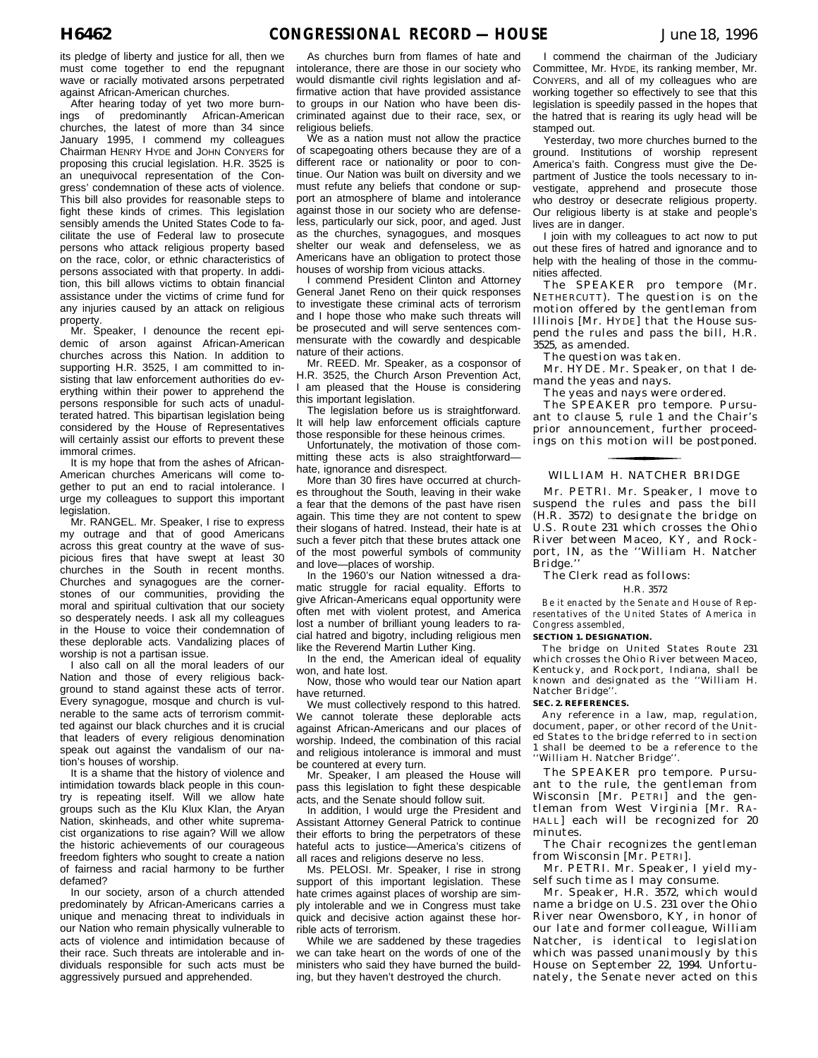its pledge of liberty and justice for all, then we must come together to end the repugnant wave or racially motivated arsons perpetrated against African-American churches.

After hearing today of yet two more burnings of predominantly African-American churches, the latest of more than 34 since January 1995, I commend my colleagues Chairman HENRY HYDE and JOHN CONYERS for proposing this crucial legislation. H.R. 3525 is an unequivocal representation of the Congress' condemnation of these acts of violence. This bill also provides for reasonable steps to fight these kinds of crimes. This legislation sensibly amends the United States Code to facilitate the use of Federal law to prosecute persons who attack religious property based on the race, color, or ethnic characteristics of persons associated with that property. In addition, this bill allows victims to obtain financial assistance under the victims of crime fund for any injuries caused by an attack on religious property.

Mr. Speaker, I denounce the recent epidemic of arson against African-American churches across this Nation. In addition to supporting H.R. 3525, I am committed to insisting that law enforcement authorities do everything within their power to apprehend the persons responsible for such acts of unadulterated hatred. This bipartisan legislation being considered by the House of Representatives will certainly assist our efforts to prevent these immoral crimes.

It is my hope that from the ashes of African-American churches Americans will come together to put an end to racial intolerance. I urge my colleagues to support this important legislation.

Mr. RANGEL. Mr. Speaker, I rise to express my outrage and that of good Americans across this great country at the wave of suspicious fires that have swept at least 30 churches in the South in recent months. Churches and synagogues are the cornerstones of our communities, providing the moral and spiritual cultivation that our society so desperately needs. I ask all my colleagues in the House to voice their condemnation of these deplorable acts. Vandalizing places of worship is not a partisan issue.

I also call on all the moral leaders of our Nation and those of every religious background to stand against these acts of terror. Every synagogue, mosque and church is vulnerable to the same acts of terrorism committed against our black churches and it is crucial that leaders of every religious denomination speak out against the vandalism of our nation's houses of worship.

It is a shame that the history of violence and intimidation towards black people in this country is repeating itself. Will we allow hate groups such as the Klu Klux Klan, the Aryan Nation, skinheads, and other white supremacist organizations to rise again? Will we allow the historic achievements of our courageous freedom fighters who sought to create a nation of fairness and racial harmony to be further defamed?

In our society, arson of a church attended predominately by African-Americans carries a unique and menacing threat to individuals in our Nation who remain physically vulnerable to acts of violence and intimidation because of their race. Such threats are intolerable and individuals responsible for such acts must be aggressively pursued and apprehended.

As churches burn from flames of hate and intolerance, there are those in our society who would dismantle civil rights legislation and affirmative action that have provided assistance to groups in our Nation who have been discriminated against due to their race, sex, or religious beliefs.

We as a nation must not allow the practice of scapegoating others because they are of a different race or nationality or poor to continue. Our Nation was built on diversity and we must refute any beliefs that condone or support an atmosphere of blame and intolerance against those in our society who are defenseless, particularly our sick, poor, and aged. Just as the churches, synagogues, and mosques shelter our weak and defenseless, we as Americans have an obligation to protect those houses of worship from vicious attacks.

I commend President Clinton and Attorney General Janet Reno on their quick responses to investigate these criminal acts of terrorism and I hope those who make such threats will be prosecuted and will serve sentences commensurate with the cowardly and despicable nature of their actions.

Mr. REED. Mr. Speaker, as a cosponsor of H.R. 3525, the Church Arson Prevention Act, I am pleased that the House is considering this important legislation.

The legislation before us is straightforward. It will help law enforcement officials capture those responsible for these heinous crimes.

Unfortunately, the motivation of those committing these acts is also straightforward—hate, ignorance and disrespect.

More than 30 fires have occurred at churches throughout the South, leaving in their wake a fear that the demons of the past have risen again. This time they are not content to spew their slogans of hatred. Instead, their hate is at such a fever pitch that these brutes attack one of the most powerful symbols of community and love—places of worship.

In the 1960's our Nation witnessed a dramatic struggle for racial equality. Efforts to give African-Americans equal opportunity were often met with violent protest, and America lost a number of brilliant young leaders to racial hatred and bigotry, including religious men like the Reverend Martin Luther King.

In the end, the American ideal of equality won, and hate lost.

Now, those who would tear our Nation apart have returned.

We must collectively respond to this hatred. We cannot tolerate these deplorable acts against African-Americans and our places of worship. Indeed, the combination of this racial and religious intolerance is immoral and must be countered at every turn.

Mr. Speaker, I am pleased the House will pass this legislation to fight these despicable acts, and the Senate should follow suit.

In addition, I would urge the President and Assistant Attorney General Patrick to continue their efforts to bring the perpetrators of these hateful acts to justice—America's citizens of all races and religions deserve no less.

Ms. PELOSI. Mr. Speaker, I rise in strong support of this important legislation. These hate crimes against places of worship are simply intolerable and we in Congress must take quick and decisive action against these horrible acts of terrorism.

While we are saddened by these tragedies we can take heart on the words of one of the ministers who said they have burned the building, but they haven't destroyed the church.

I commend the chairman of the Judiciary Committee, Mr. HYDE, its ranking member, Mr. CONYERS, and all of my colleagues who are working together so effectively to see that this legislation is speedily passed in the hopes that the hatred that is rearing its ugly head will be stamped out.

Yesterday, two more churches burned to the ground. Institutions of worship represent America's faith. Congress must give the Department of Justice the tools necessary to investigate, apprehend and prosecute those who destroy or desecrate religious property. Our religious liberty is at stake and people's lives are in danger.

I join with my colleagues to act now to put out these fires of hatred and ignorance and to help with the healing of those in the communities affected.

The SPEAKER pro tempore (Mr. NETHERCUTT). The question is on the motion offered by the gentleman from Illinois [Mr. HYDE] that the House suspend the rules and pass the bill, H.R. 3525, as amended.

The question was taken.

Mr. HYDE. Mr. Speaker, on that I demand the yeas and nays.

The yeas and nays were ordered.

The SPEAKER pro tempore. Pursuant to clause 5, rule 1 and the Chair's prior announcement, further proceedings on this motion will be postponed.

## WILLIAM H. NATCHER BRIDGE

Mr. PETRI. Mr. Speaker, I move to suspend the rules and pass the bill (H.R. 3572) to designate the bridge on U.S. Route 231 which crosses the Ohio River between Maceo, KY, and Rockport, IN, as the ''William H. Natcher Bridge.''

The Clerk read as follows:

H.R. 3572

*Be it enacted by the Senate and House of Representatives of the United States of America in Congress assembled,*

**SECTION 1. DESIGNATION.**

The bridge on United States Route 231 which crosses the Ohio River between Maceo, Kentucky, and Rockport, Indiana, shall be known and designated as the ''William H. Natcher Bridge''.

**SEC. 2. REFERENCES.**

Any reference in a law, map, regulation, document, paper, or other record of the United States to the bridge referred to in section 1 shall be deemed to be a reference to the ''William H. Natcher Bridge''.

The SPEAKER pro tempore. Pursuant to the rule, the gentleman from Wisconsin [Mr. PETRI] and the gentleman from West Virginia [Mr. RAHALL] each will be recognized for 20 minutes.

The Chair recognizes the gentleman from Wisconsin [Mr. PETRI].

Mr. PETRI. Mr. Speaker, I yield myself such time as I may consume.

Mr. Speaker, H.R. 3572, which would name a bridge on U.S. 231 over the Ohio River near Owensboro, KY, in honor of our late and former colleague, William Natcher, is identical to legislation which was passed unanimously by this House on September 22, 1994. Unfortunately, the Senate never acted on this